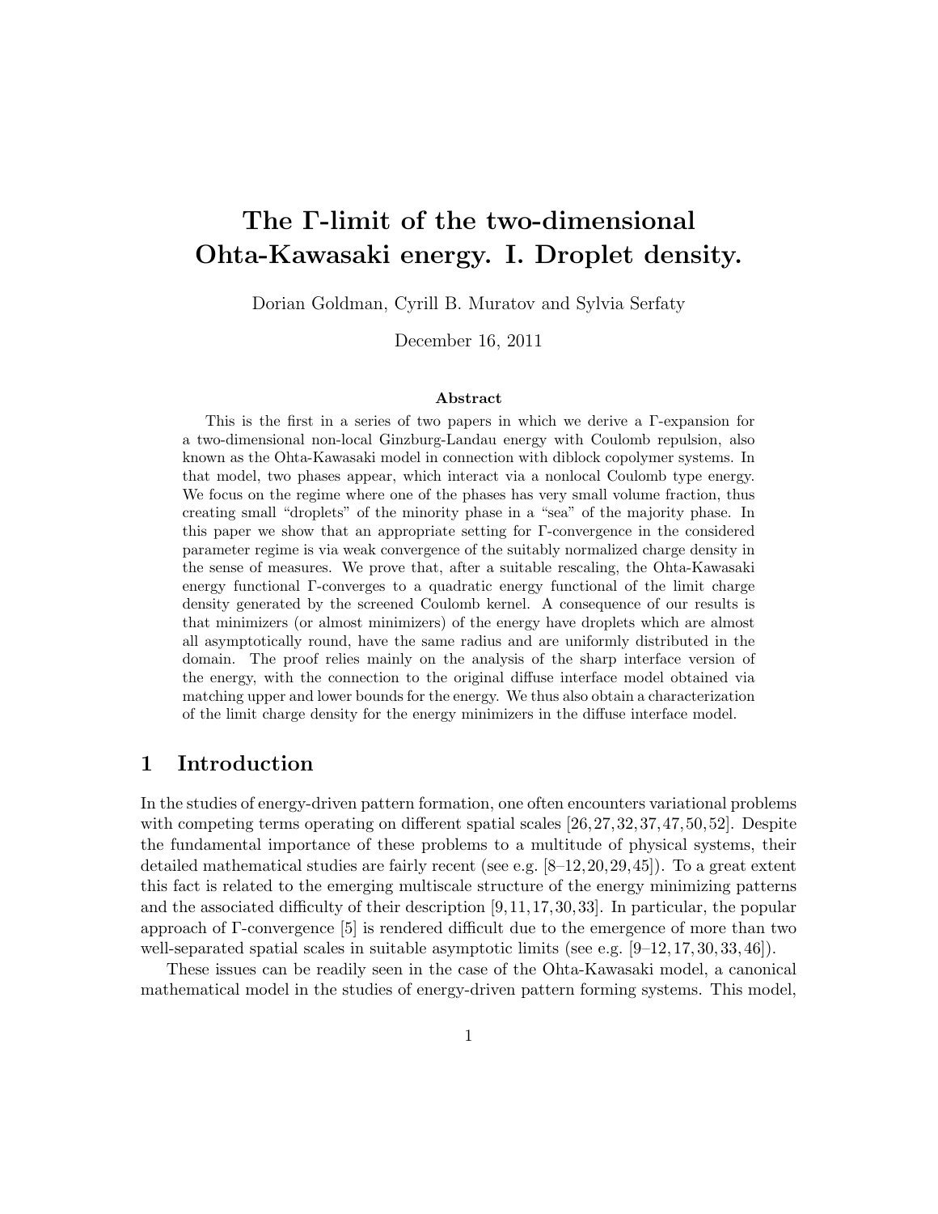# The Γ-limit of the two-dimensional Ohta-Kawasaki energy. I. Droplet density.

Dorian Goldman, Cyrill B. Muratov and Sylvia Serfaty

December 16, 2011

### Abstract

This is the first in a series of two papers in which we derive a Γ-expansion for a two-dimensional non-local Ginzburg-Landau energy with Coulomb repulsion, also known as the Ohta-Kawasaki model in connection with diblock copolymer systems. In that model, two phases appear, which interact via a nonlocal Coulomb type energy. We focus on the regime where one of the phases has very small volume fraction, thus creating small "droplets" of the minority phase in a "sea" of the majority phase. In this paper we show that an appropriate setting for Γ-convergence in the considered parameter regime is via weak convergence of the suitably normalized charge density in the sense of measures. We prove that, after a suitable rescaling, the Ohta-Kawasaki energy functional Γ-converges to a quadratic energy functional of the limit charge density generated by the screened Coulomb kernel. A consequence of our results is that minimizers (or almost minimizers) of the energy have droplets which are almost all asymptotically round, have the same radius and are uniformly distributed in the domain. The proof relies mainly on the analysis of the sharp interface version of the energy, with the connection to the original diffuse interface model obtained via matching upper and lower bounds for the energy. We thus also obtain a characterization of the limit charge density for the energy minimizers in the diffuse interface model.

## 1 Introduction

In the studies of energy-driven pattern formation, one often encounters variational problems with competing terms operating on different spatial scales [26,27,32,37,47,50,52]. Despite the fundamental importance of these problems to a multitude of physical systems, their detailed mathematical studies are fairly recent (see e.g. [8–12,20,29,45]). To a great extent this fact is related to the emerging multiscale structure of the energy minimizing patterns and the associated difficulty of their description [9,11,17,30,33]. In particular, the popular approach of Γ-convergence [5] is rendered difficult due to the emergence of more than two well-separated spatial scales in suitable asymptotic limits (see e.g. [9–12,17,30,33,46]).

These issues can be readily seen in the case of the Ohta-Kawasaki model, a canonical mathematical model in the studies of energy-driven pattern forming systems. This model,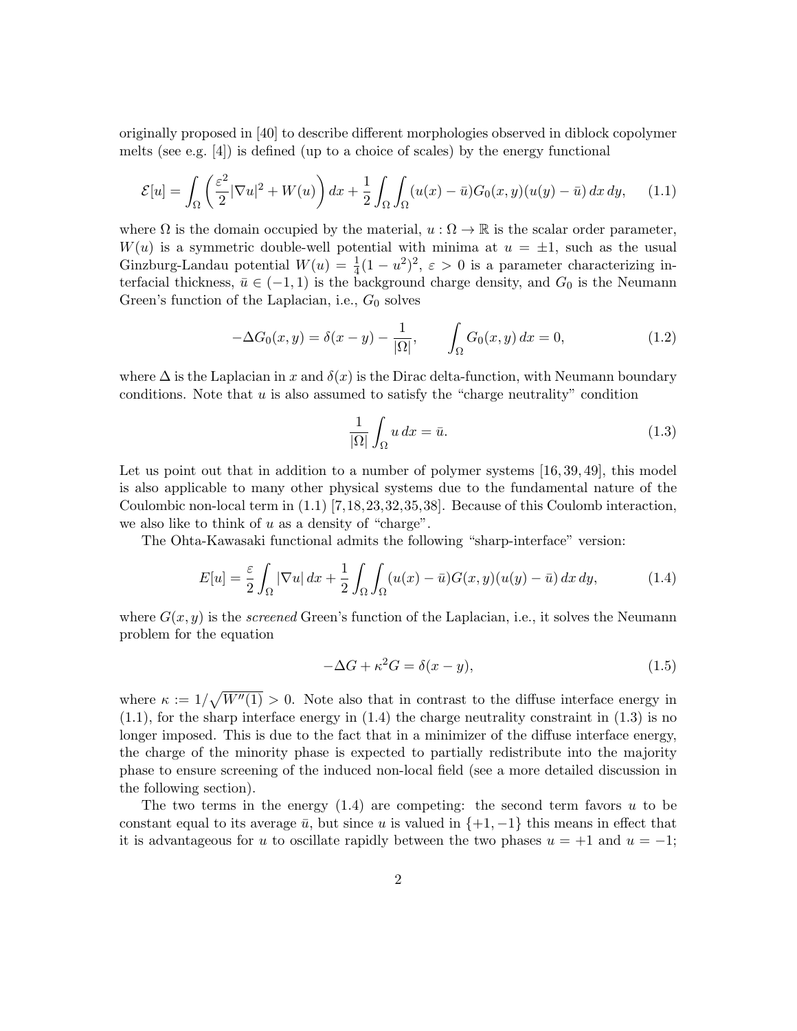originally proposed in [40] to describe different morphologies observed in diblock copolymer melts (see e.g. [4]) is defined (up to a choice of scales) by the energy functional

$$\mathcal{E}[u] = \int_\Omega \left( \frac{\varepsilon^2}{2} |\nabla u|^2 + W(u) \right) dx + \frac{1}{2} \int_\Omega \int_\Omega (u(x) - \bar{u}) G_0(x, y)(u(y) - \bar{u})\, dx\, dy, \tag{1.1}$$

where $\Omega$ is the domain occupied by the material, $u : \Omega \to \mathbb{R}$ is the scalar order parameter, $W(u)$ is a symmetric double-well potential with minima at $u = \pm 1$, such as the usual Ginzburg-Landau potential $W(u) = \frac{1}{4}(1 - u^2)^2$, $\varepsilon > 0$ is a parameter characterizing interfacial thickness, $\bar{u} \in (-1, 1)$ is the background charge density, and $G_0$ is the Neumann Green's function of the Laplacian, i.e., $G_0$ solves

$$-\Delta G_0(x, y) = \delta(x - y) - \frac{1}{|\Omega|}, \qquad \int_\Omega G_0(x, y)\, dx = 0, \tag{1.2}$$

where $\Delta$ is the Laplacian in $x$ and $\delta(x)$ is the Dirac delta-function, with Neumann boundary conditions. Note that $u$ is also assumed to satisfy the "charge neutrality" condition

$$\frac{1}{|\Omega|} \int_\Omega u\, dx = \bar{u}. \tag{1.3}$$

Let us point out that in addition to a number of polymer systems [16, 39, 49], this model is also applicable to many other physical systems due to the fundamental nature of the Coulombic non-local term in (1.1) [7,18,23,32,35,38]. Because of this Coulomb interaction, we also like to think of $u$ as a density of "charge".

The Ohta-Kawasaki functional admits the following "sharp-interface" version:

$$E[u] = \frac{\varepsilon}{2} \int_\Omega |\nabla u|\, dx + \frac{1}{2} \int_\Omega \int_\Omega (u(x) - \bar{u}) G(x, y)(u(y) - \bar{u})\, dx\, dy, \tag{1.4}$$

where $G(x, y)$ is the *screened* Green's function of the Laplacian, i.e., it solves the Neumann problem for the equation

$$-\Delta G + \kappa^2 G = \delta(x - y), \tag{1.5}$$

where $\kappa := 1/\sqrt{W''(1)} > 0$. Note also that in contrast to the diffuse interface energy in (1.1), for the sharp interface energy in (1.4) the charge neutrality constraint in (1.3) is no longer imposed. This is due to the fact that in a minimizer of the diffuse interface energy, the charge of the minority phase is expected to partially redistribute into the majority phase to ensure screening of the induced non-local field (see a more detailed discussion in the following section).

The two terms in the energy (1.4) are competing: the second term favors $u$ to be constant equal to its average $\bar{u}$, but since $u$ is valued in $\{+1, -1\}$ this means in effect that it is advantageous for $u$ to oscillate rapidly between the two phases $u = +1$ and $u = -1$;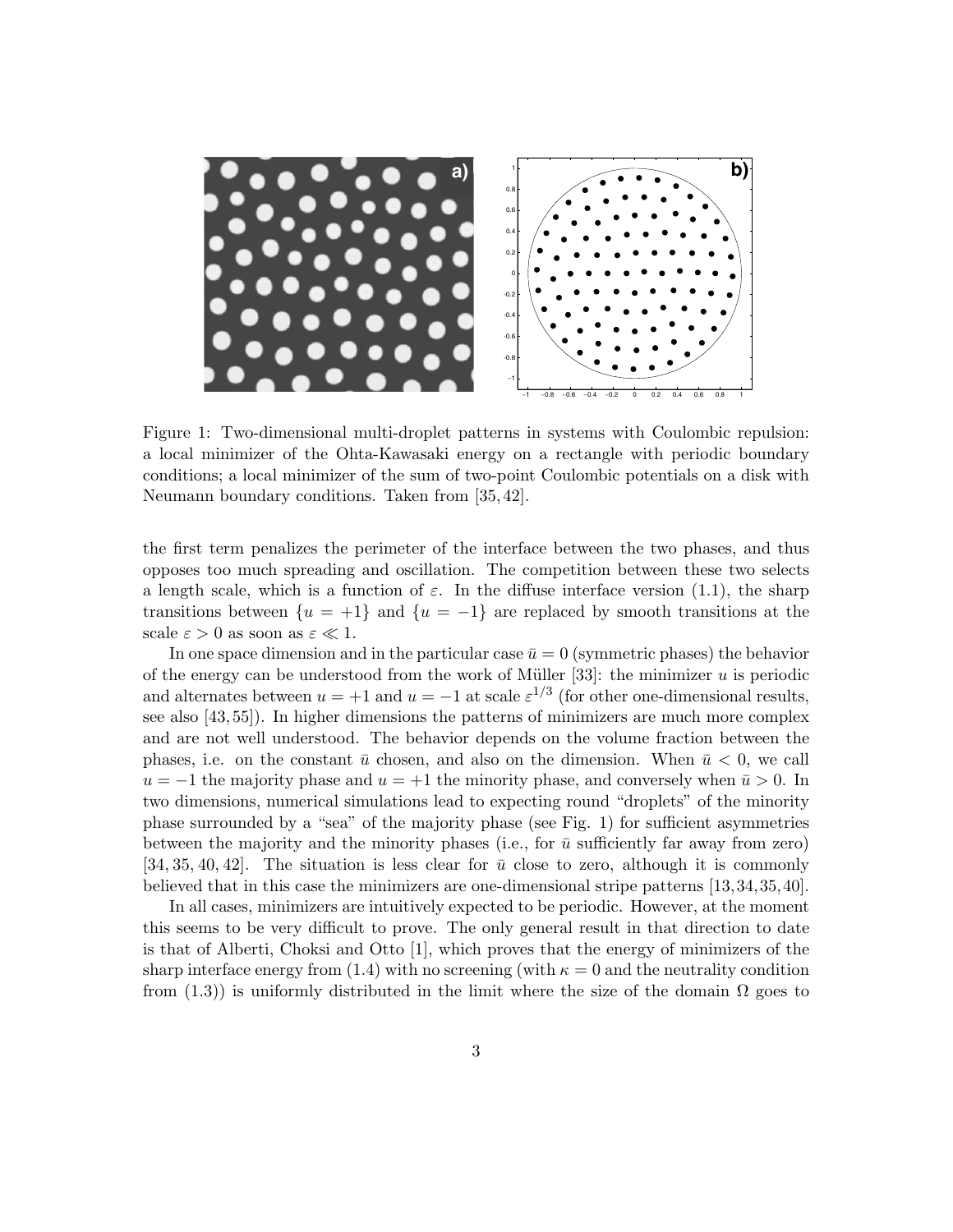Figure 1: Two-dimensional multi-droplet patterns in systems with Coulombic repulsion: a local minimizer of the Ohta-Kawasaki energy on a rectangle with periodic boundary conditions; a local minimizer of the sum of two-point Coulombic potentials on a disk with Neumann boundary conditions. Taken from [35, 42].

the first term penalizes the perimeter of the interface between the two phases, and thus opposes too much spreading and oscillation. The competition between these two selects a length scale, which is a function of $\varepsilon$. In the diffuse interface version (1.1), the sharp transitions between $\{u = +1\}$ and $\{u = -1\}$ are replaced by smooth transitions at the scale $\varepsilon > 0$ as soon as $\varepsilon \ll 1$.

In one space dimension and in the particular case $\bar{u} = 0$ (symmetric phases) the behavior of the energy can be understood from the work of Müller [33]: the minimizer $u$ is periodic and alternates between $u = +1$ and $u = -1$ at scale $\varepsilon^{1/3}$ (for other one-dimensional results, see also [43, 55]). In higher dimensions the patterns of minimizers are much more complex and are not well understood. The behavior depends on the volume fraction between the phases, i.e. on the constant $\bar{u}$ chosen, and also on the dimension. When $\bar{u} < 0$, we call $u = -1$ the majority phase and $u = +1$ the minority phase, and conversely when $\bar{u} > 0$. In two dimensions, numerical simulations lead to expecting round "droplets" of the minority phase surrounded by a "sea" of the majority phase (see Fig. 1) for sufficient asymmetries between the majority and the minority phases (i.e., for $\bar{u}$ sufficiently far away from zero) [34, 35, 40, 42]. The situation is less clear for $\bar{u}$ close to zero, although it is commonly believed that in this case the minimizers are one-dimensional stripe patterns [13, 34, 35, 40].

In all cases, minimizers are intuitively expected to be periodic. However, at the moment this seems to be very difficult to prove. The only general result in that direction to date is that of Alberti, Choksi and Otto [1], which proves that the energy of minimizers of the sharp interface energy from (1.4) with no screening (with $\kappa = 0$ and the neutrality condition from (1.3)) is uniformly distributed in the limit where the size of the domain $\Omega$ goes to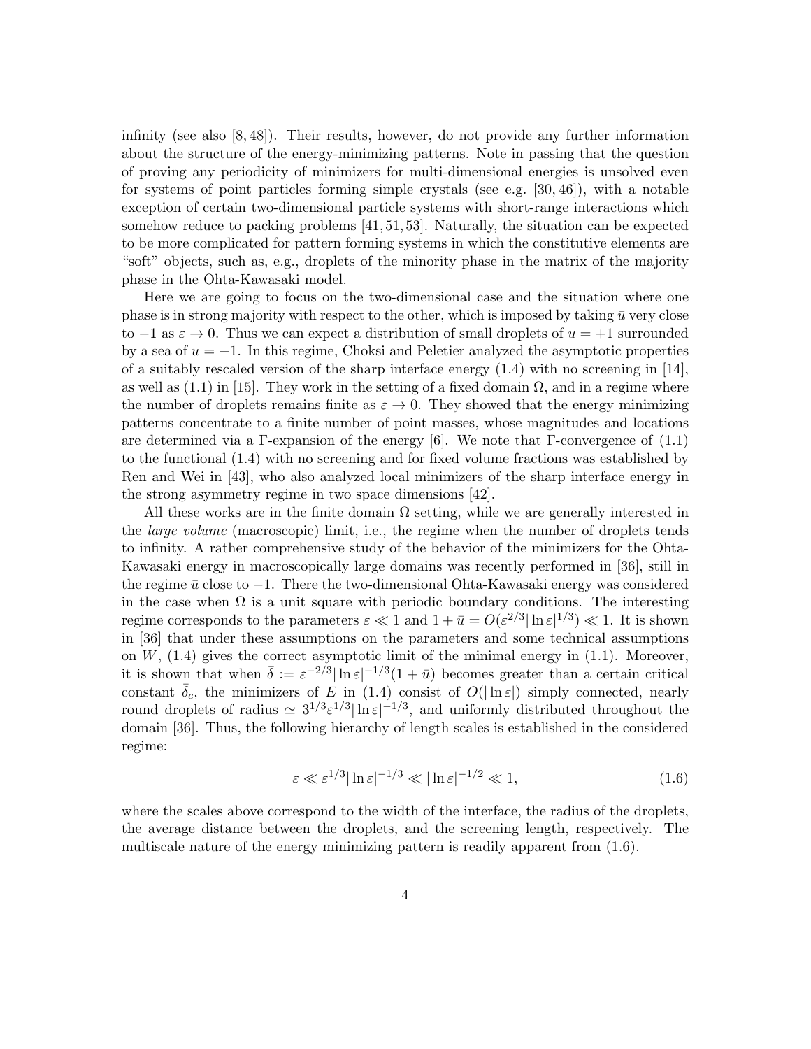infinity (see also [8, 48]). Their results, however, do not provide any further information about the structure of the energy-minimizing patterns. Note in passing that the question of proving any periodicity of minimizers for multi-dimensional energies is unsolved even for systems of point particles forming simple crystals (see e.g. [30, 46]), with a notable exception of certain two-dimensional particle systems with short-range interactions which somehow reduce to packing problems [41, 51, 53]. Naturally, the situation can be expected to be more complicated for pattern forming systems in which the constitutive elements are "soft" objects, such as, e.g., droplets of the minority phase in the matrix of the majority phase in the Ohta-Kawasaki model.

Here we are going to focus on the two-dimensional case and the situation where one phase is in strong majority with respect to the other, which is imposed by taking $\bar{u}$ very close to $-1$ as $\varepsilon \to 0$. Thus we can expect a distribution of small droplets of $u = +1$ surrounded by a sea of $u = -1$. In this regime, Choksi and Peletier analyzed the asymptotic properties of a suitably rescaled version of the sharp interface energy (1.4) with no screening in [14], as well as (1.1) in [15]. They work in the setting of a fixed domain $\Omega$, and in a regime where the number of droplets remains finite as $\varepsilon \to 0$. They showed that the energy minimizing patterns concentrate to a finite number of point masses, whose magnitudes and locations are determined via a $\Gamma$-expansion of the energy [6]. We note that $\Gamma$-convergence of (1.1) to the functional (1.4) with no screening and for fixed volume fractions was established by Ren and Wei in [43], who also analyzed local minimizers of the sharp interface energy in the strong asymmetry regime in two space dimensions [42].

All these works are in the finite domain $\Omega$ setting, while we are generally interested in the *large volume* (macroscopic) limit, i.e., the regime when the number of droplets tends to infinity. A rather comprehensive study of the behavior of the minimizers for the Ohta-Kawasaki energy in macroscopically large domains was recently performed in [36], still in the regime $\bar{u}$ close to $-1$. There the two-dimensional Ohta-Kawasaki energy was considered in the case when $\Omega$ is a unit square with periodic boundary conditions. The interesting regime corresponds to the parameters $\varepsilon \ll 1$ and $1 + \bar{u} = O(\varepsilon^{2/3} |\ln \varepsilon|^{1/3}) \ll 1$. It is shown in [36] that under these assumptions on the parameters and some technical assumptions on $W$, (1.4) gives the correct asymptotic limit of the minimal energy in (1.1). Moreover, it is shown that when $\bar{\delta} := \varepsilon^{-2/3} |\ln \varepsilon|^{-1/3} (1 + \bar{u})$ becomes greater than a certain critical constant $\bar{\delta}_c$, the minimizers of $E$ in (1.4) consist of $O(|\ln \varepsilon|)$ simply connected, nearly round droplets of radius $\simeq 3^{1/3} \varepsilon^{1/3} |\ln \varepsilon|^{-1/3}$, and uniformly distributed throughout the domain [36]. Thus, the following hierarchy of length scales is established in the considered regime:

$$\varepsilon \ll \varepsilon^{1/3} |\ln \varepsilon|^{-1/3} \ll |\ln \varepsilon|^{-1/2} \ll 1, \tag{1.6}$$

where the scales above correspond to the width of the interface, the radius of the droplets, the average distance between the droplets, and the screening length, respectively. The multiscale nature of the energy minimizing pattern is readily apparent from (1.6).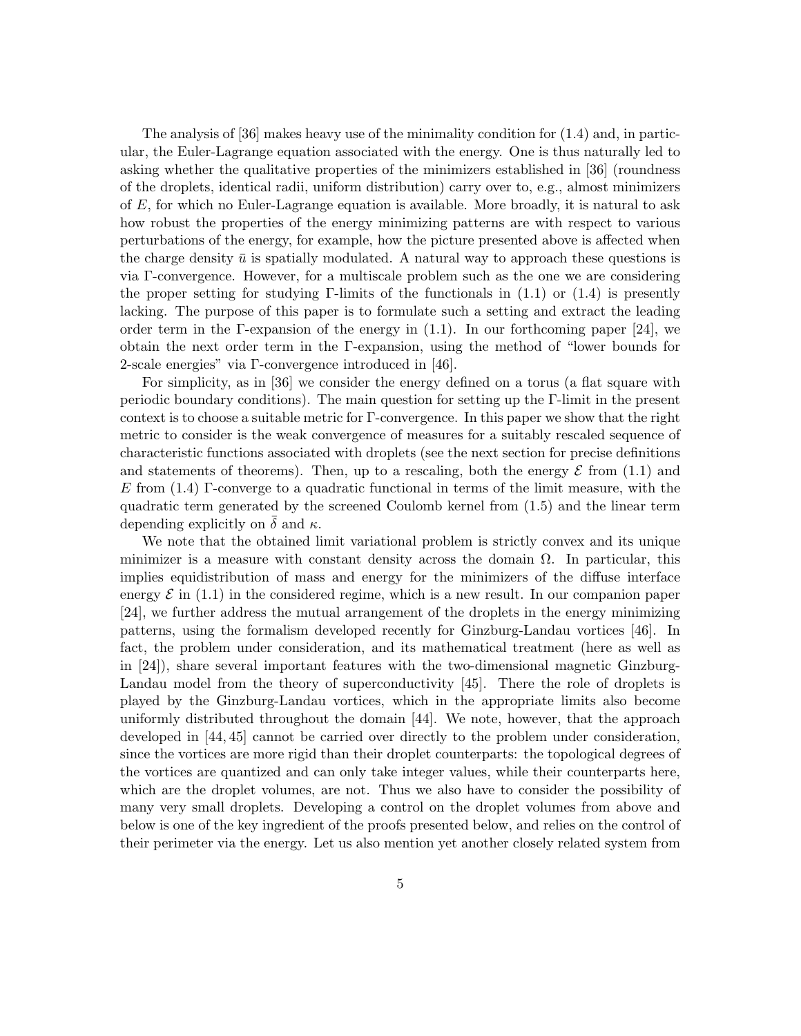The analysis of [36] makes heavy use of the minimality condition for (1.4) and, in particular, the Euler-Lagrange equation associated with the energy. One is thus naturally led to asking whether the qualitative properties of the minimizers established in [36] (roundness of the droplets, identical radii, uniform distribution) carry over to, e.g., almost minimizers of $E$, for which no Euler-Lagrange equation is available. More broadly, it is natural to ask how robust the properties of the energy minimizing patterns are with respect to various perturbations of the energy, for example, how the picture presented above is affected when the charge density $\bar{u}$ is spatially modulated. A natural way to approach these questions is via $\Gamma$-convergence. However, for a multiscale problem such as the one we are considering the proper setting for studying $\Gamma$-limits of the functionals in (1.1) or (1.4) is presently lacking. The purpose of this paper is to formulate such a setting and extract the leading order term in the $\Gamma$-expansion of the energy in (1.1). In our forthcoming paper [24], we obtain the next order term in the $\Gamma$-expansion, using the method of "lower bounds for 2-scale energies" via $\Gamma$-convergence introduced in [46].

For simplicity, as in [36] we consider the energy defined on a torus (a flat square with periodic boundary conditions). The main question for setting up the $\Gamma$-limit in the present context is to choose a suitable metric for $\Gamma$-convergence. In this paper we show that the right metric to consider is the weak convergence of measures for a suitably rescaled sequence of characteristic functions associated with droplets (see the next section for precise definitions and statements of theorems). Then, up to a rescaling, both the energy $\mathcal{E}$ from (1.1) and $E$ from (1.4) $\Gamma$-converge to a quadratic functional in terms of the limit measure, with the quadratic term generated by the screened Coulomb kernel from (1.5) and the linear term depending explicitly on $\bar{\delta}$ and $\kappa$.

We note that the obtained limit variational problem is strictly convex and its unique minimizer is a measure with constant density across the domain $\Omega$. In particular, this implies equidistribution of mass and energy for the minimizers of the diffuse interface energy $\mathcal{E}$ in (1.1) in the considered regime, which is a new result. In our companion paper [24], we further address the mutual arrangement of the droplets in the energy minimizing patterns, using the formalism developed recently for Ginzburg-Landau vortices [46]. In fact, the problem under consideration, and its mathematical treatment (here as well as in [24]), share several important features with the two-dimensional magnetic Ginzburg-Landau model from the theory of superconductivity [45]. There the role of droplets is played by the Ginzburg-Landau vortices, which in the appropriate limits also become uniformly distributed throughout the domain [44]. We note, however, that the approach developed in [44, 45] cannot be carried over directly to the problem under consideration, since the vortices are more rigid than their droplet counterparts: the topological degrees of the vortices are quantized and can only take integer values, while their counterparts here, which are the droplet volumes, are not. Thus we also have to consider the possibility of many very small droplets. Developing a control on the droplet volumes from above and below is one of the key ingredient of the proofs presented below, and relies on the control of their perimeter via the energy. Let us also mention yet another closely related system from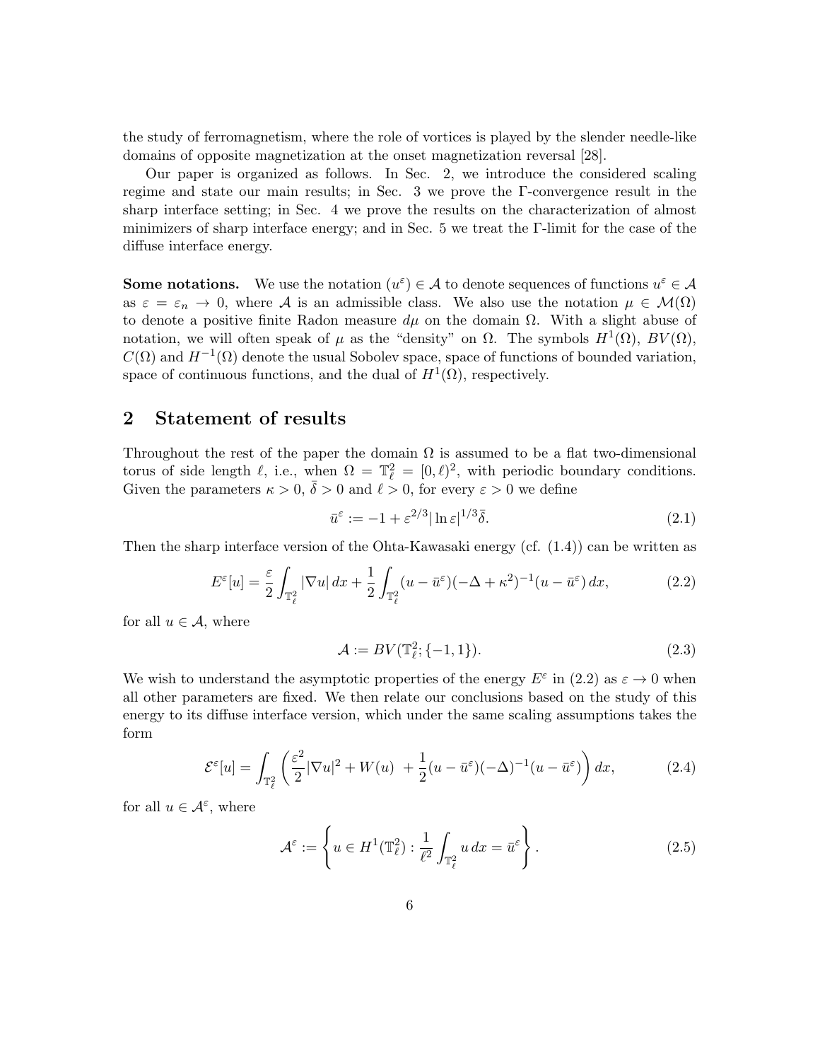the study of ferromagnetism, where the role of vortices is played by the slender needle-like domains of opposite magnetization at the onset magnetization reversal [28].

Our paper is organized as follows. In Sec. 2, we introduce the considered scaling regime and state our main results; in Sec. 3 we prove the Γ-convergence result in the sharp interface setting; in Sec. 4 we prove the results on the characterization of almost minimizers of sharp interface energy; and in Sec. 5 we treat the Γ-limit for the case of the diffuse interface energy.

**Some notations.** We use the notation $(u^\varepsilon) \in \mathcal{A}$ to denote sequences of functions $u^\varepsilon \in \mathcal{A}$ as $\varepsilon = \varepsilon_n \to 0$, where $\mathcal{A}$ is an admissible class. We also use the notation $\mu \in \mathcal{M}(\Omega)$ to denote a positive finite Radon measure $d\mu$ on the domain $\Omega$. With a slight abuse of notation, we will often speak of $\mu$ as the "density" on $\Omega$. The symbols $H^1(\Omega)$, $BV(\Omega)$, $C(\Omega)$ and $H^{-1}(\Omega)$ denote the usual Sobolev space, space of functions of bounded variation, space of continuous functions, and the dual of $H^1(\Omega)$, respectively.

## 2 Statement of results

Throughout the rest of the paper the domain $\Omega$ is assumed to be a flat two-dimensional torus of side length $\ell$, i.e., when $\Omega = \mathbb{T}^2_\ell = [0,\ell)^2$, with periodic boundary conditions. Given the parameters $\kappa > 0$, $\bar{\delta} > 0$ and $\ell > 0$, for every $\varepsilon > 0$ we define

$$\bar{u}^\varepsilon := -1 + \varepsilon^{2/3} |\ln \varepsilon|^{1/3} \bar{\delta}. \tag{2.1}$$

Then the sharp interface version of the Ohta-Kawasaki energy (cf. (1.4)) can be written as

$$E^\varepsilon[u] = \frac{\varepsilon}{2} \int_{\mathbb{T}^2_\ell} |\nabla u| \, dx + \frac{1}{2} \int_{\mathbb{T}^2_\ell} (u - \bar{u}^\varepsilon)(-\Delta + \kappa^2)^{-1} (u - \bar{u}^\varepsilon) \, dx, \tag{2.2}$$

for all $u \in \mathcal{A}$, where

$$\mathcal{A} := BV(\mathbb{T}^2_\ell; \{-1, 1\}). \tag{2.3}$$

We wish to understand the asymptotic properties of the energy $E^\varepsilon$ in (2.2) as $\varepsilon \to 0$ when all other parameters are fixed. We then relate our conclusions based on the study of this energy to its diffuse interface version, which under the same scaling assumptions takes the form

$$\mathcal{E}^\varepsilon[u] = \int_{\mathbb{T}^2_\ell} \left( \frac{\varepsilon^2}{2} |\nabla u|^2 + W(u) \; + \frac{1}{2} (u - \bar{u}^\varepsilon)(-\Delta)^{-1} (u - \bar{u}^\varepsilon) \right) dx, \tag{2.4}$$

for all $u \in \mathcal{A}^\varepsilon$, where

$$\mathcal{A}^\varepsilon := \left\{ u \in H^1(\mathbb{T}^2_\ell) : \frac{1}{\ell^2} \int_{\mathbb{T}^2_\ell} u \, dx = \bar{u}^\varepsilon \right\}. \tag{2.5}$$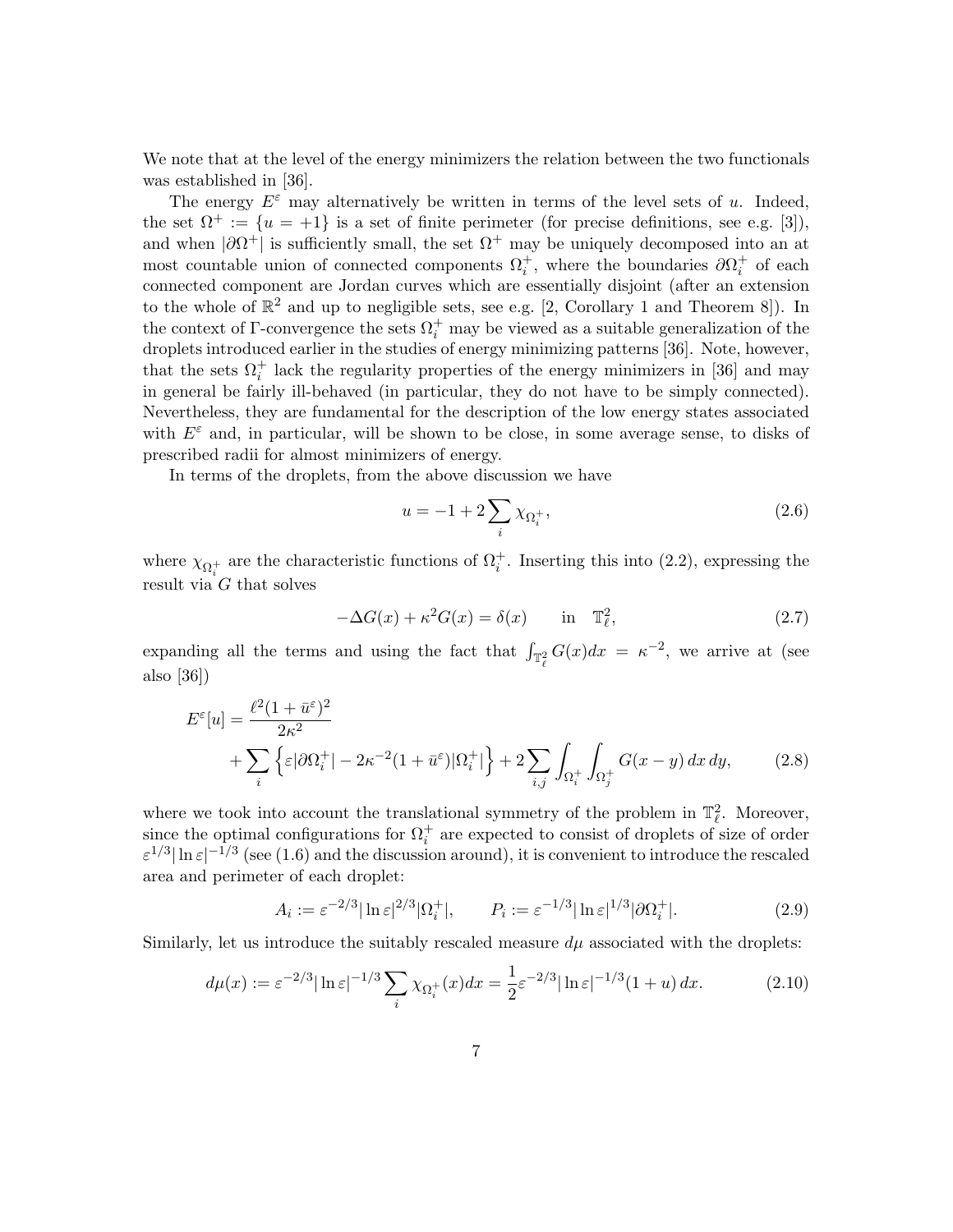We note that at the level of the energy minimizers the relation between the two functionals was established in [36].

The energy $E^\varepsilon$ may alternatively be written in terms of the level sets of $u$. Indeed, the set $\Omega^+ := \{u = +1\}$ is a set of finite perimeter (for precise definitions, see e.g. [3]), and when $|\partial\Omega^+|$ is sufficiently small, the set $\Omega^+$ may be uniquely decomposed into an at most countable union of connected components $\Omega_i^+$, where the boundaries $\partial\Omega_i^+$ of each connected component are Jordan curves which are essentially disjoint (after an extension to the whole of $\mathbb{R}^2$ and up to negligible sets, see e.g. [2, Corollary 1 and Theorem 8]). In the context of $\Gamma$-convergence the sets $\Omega_i^+$ may be viewed as a suitable generalization of the droplets introduced earlier in the studies of energy minimizing patterns [36]. Note, however, that the sets $\Omega_i^+$ lack the regularity properties of the energy minimizers in [36] and may in general be fairly ill-behaved (in particular, they do not have to be simply connected). Nevertheless, they are fundamental for the description of the low energy states associated with $E^\varepsilon$ and, in particular, will be shown to be close, in some average sense, to disks of prescribed radii for almost minimizers of energy.

In terms of the droplets, from the above discussion we have

$$u = -1 + 2\sum_i \chi_{\Omega_i^+}, \tag{2.6}$$

where $\chi_{\Omega_i^+}$ are the characteristic functions of $\Omega_i^+$. Inserting this into (2.2), expressing the result via $G$ that solves

$$-\Delta G(x) + \kappa^2 G(x) = \delta(x) \qquad \text{in} \quad \mathbb{T}_\ell^2, \tag{2.7}$$

expanding all the terms and using the fact that $\int_{\mathbb{T}_\ell^2} G(x)dx = \kappa^{-2}$, we arrive at (see also [36])

$$\begin{aligned} E^\varepsilon[u] = {} & \frac{\ell^2(1+\bar{u}^\varepsilon)^2}{2\kappa^2} \\ & + \sum_i \left\{ \varepsilon|\partial\Omega_i^+| - 2\kappa^{-2}(1+\bar{u}^\varepsilon)|\Omega_i^+| \right\} + 2\sum_{i,j} \int_{\Omega_i^+}\int_{\Omega_j^+} G(x-y)\,dx\,dy, \end{aligned} \tag{2.8}$$

where we took into account the translational symmetry of the problem in $\mathbb{T}_\ell^2$. Moreover, since the optimal configurations for $\Omega_i^+$ are expected to consist of droplets of size of order $\varepsilon^{1/3}|\ln\varepsilon|^{-1/3}$ (see (1.6) and the discussion around), it is convenient to introduce the rescaled area and perimeter of each droplet:

$$A_i := \varepsilon^{-2/3}|\ln\varepsilon|^{2/3}|\Omega_i^+|, \qquad P_i := \varepsilon^{-1/3}|\ln\varepsilon|^{1/3}|\partial\Omega_i^+|. \tag{2.9}$$

Similarly, let us introduce the suitably rescaled measure $d\mu$ associated with the droplets:

$$d\mu(x) := \varepsilon^{-2/3}|\ln\varepsilon|^{-1/3}\sum_i \chi_{\Omega_i^+}(x)dx = \frac{1}{2}\varepsilon^{-2/3}|\ln\varepsilon|^{-1/3}(1+u)\,dx. \tag{2.10}$$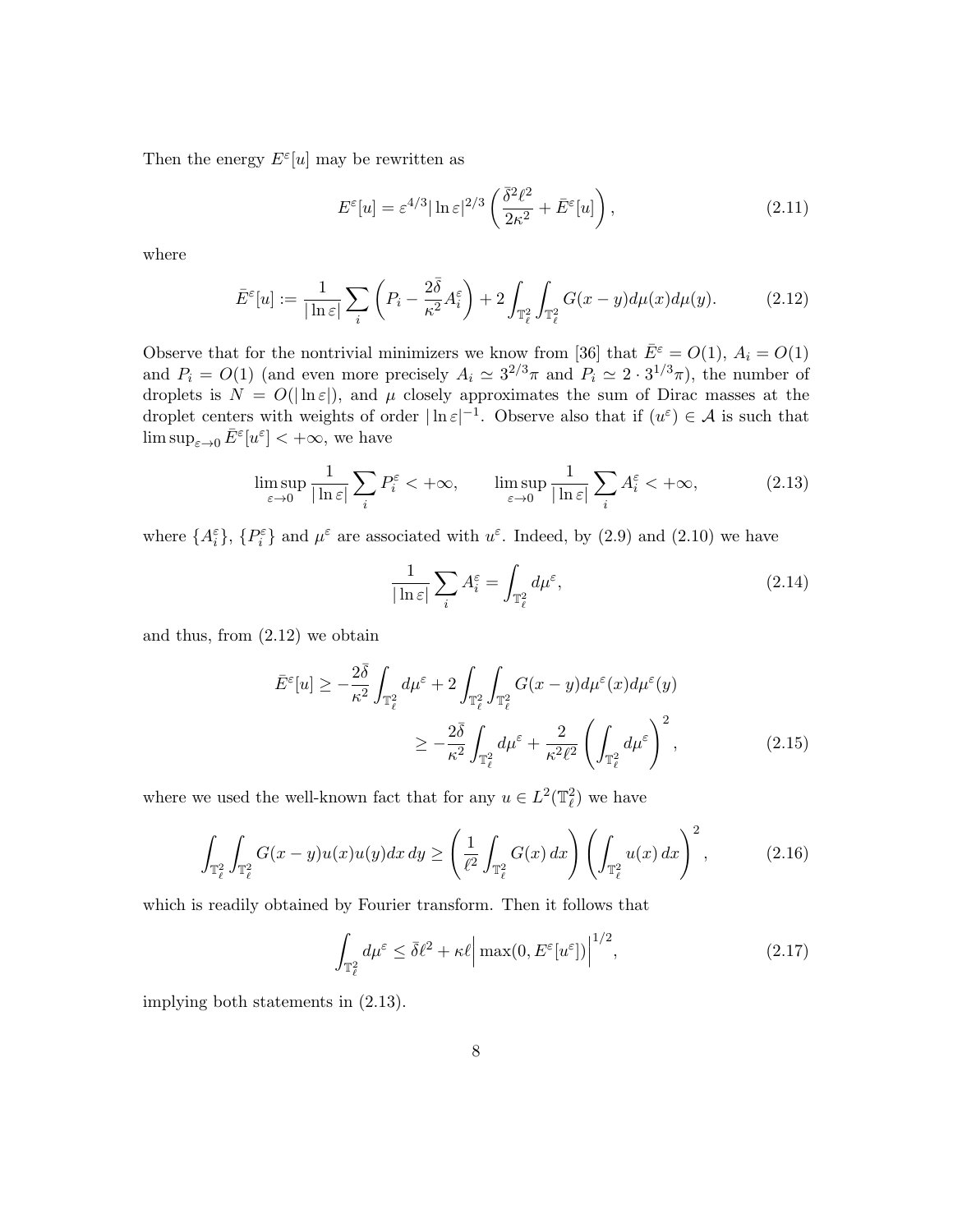Then the energy $E^\varepsilon[u]$ may be rewritten as

$$E^\varepsilon[u] = \varepsilon^{4/3}|\ln\varepsilon|^{2/3}\left(\frac{\bar\delta^2\ell^2}{2\kappa^2} + \bar E^\varepsilon[u]\right), \tag{2.11}$$

where

$$\bar E^\varepsilon[u] := \frac{1}{|\ln\varepsilon|}\sum_i \left(P_i - \frac{2\bar\delta}{\kappa^2}A_i^\varepsilon\right) + 2\int_{\mathbb{T}_\ell^2}\int_{\mathbb{T}_\ell^2} G(x-y)d\mu(x)d\mu(y). \tag{2.12}$$

Observe that for the nontrivial minimizers we know from [36] that $\bar E^\varepsilon = O(1)$, $A_i = O(1)$ and $P_i = O(1)$ (and even more precisely $A_i \simeq 3^{2/3}\pi$ and $P_i \simeq 2\cdot 3^{1/3}\pi$), the number of droplets is $N = O(|\ln\varepsilon|)$, and $\mu$ closely approximates the sum of Dirac masses at the droplet centers with weights of order $|\ln\varepsilon|^{-1}$. Observe also that if $(u^\varepsilon)\in\mathcal{A}$ is such that $\limsup_{\varepsilon\to 0}\bar E^\varepsilon[u^\varepsilon] < +\infty$, we have

$$\limsup_{\varepsilon\to 0}\frac{1}{|\ln\varepsilon|}\sum_i P_i^\varepsilon < +\infty, \qquad \limsup_{\varepsilon\to 0}\frac{1}{|\ln\varepsilon|}\sum_i A_i^\varepsilon < +\infty, \tag{2.13}$$

where $\{A_i^\varepsilon\}$, $\{P_i^\varepsilon\}$ and $\mu^\varepsilon$ are associated with $u^\varepsilon$. Indeed, by (2.9) and (2.10) we have

$$\frac{1}{|\ln\varepsilon|}\sum_i A_i^\varepsilon = \int_{\mathbb{T}_\ell^2} d\mu^\varepsilon, \tag{2.14}$$

and thus, from (2.12) we obtain

$$\begin{aligned}\bar E^\varepsilon[u] &\geq -\frac{2\bar\delta}{\kappa^2}\int_{\mathbb{T}_\ell^2} d\mu^\varepsilon + 2\int_{\mathbb{T}_\ell^2}\int_{\mathbb{T}_\ell^2} G(x-y)d\mu^\varepsilon(x)d\mu^\varepsilon(y)\\ &\geq -\frac{2\bar\delta}{\kappa^2}\int_{\mathbb{T}_\ell^2} d\mu^\varepsilon + \frac{2}{\kappa^2\ell^2}\left(\int_{\mathbb{T}_\ell^2} d\mu^\varepsilon\right)^2,\end{aligned} \tag{2.15}$$

where we used the well-known fact that for any $u \in L^2(\mathbb{T}_\ell^2)$ we have

$$\int_{\mathbb{T}_\ell^2}\int_{\mathbb{T}_\ell^2} G(x-y)u(x)u(y)dx\,dy \geq \left(\frac{1}{\ell^2}\int_{\mathbb{T}_\ell^2} G(x)\,dx\right)\left(\int_{\mathbb{T}_\ell^2} u(x)\,dx\right)^2, \tag{2.16}$$

which is readily obtained by Fourier transform. Then it follows that

$$\int_{\mathbb{T}_\ell^2} d\mu^\varepsilon \leq \bar\delta\ell^2 + \kappa\ell\left|\max(0, E^\varepsilon[u^\varepsilon])\right|^{1/2}, \tag{2.17}$$

implying both statements in (2.13).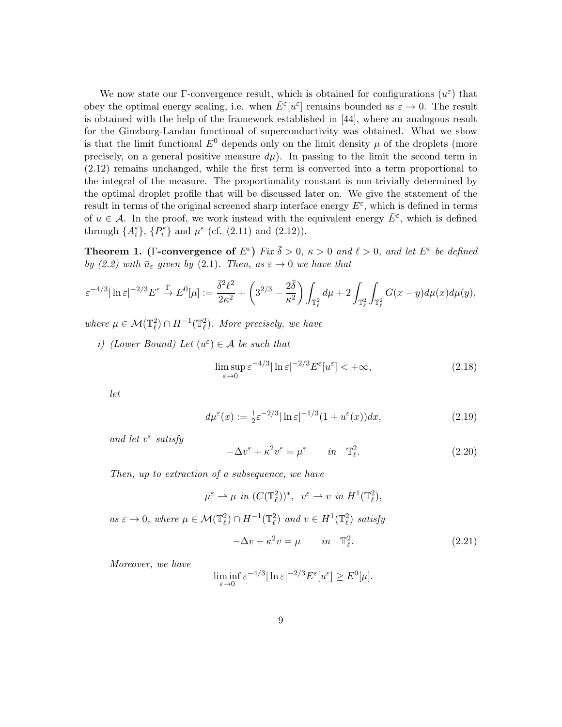We now state our Γ-convergence result, which is obtained for configurations $(u^\varepsilon)$ that obey the optimal energy scaling, i.e. when $\bar{E}^\varepsilon[u^\varepsilon]$ remains bounded as $\varepsilon \to 0$. The result is obtained with the help of the framework established in [44], where an analogous result for the Ginzburg-Landau functional of superconductivity was obtained. What we show is that the limit functional $E^0$ depends only on the limit density $\mu$ of the droplets (more precisely, on a general positive measure $d\mu$). In passing to the limit the second term in (2.12) remains unchanged, while the first term is converted into a term proportional to the integral of the measure. The proportionality constant is non-trivially determined by the optimal droplet profile that will be discussed later on. We give the statement of the result in terms of the original screened sharp interface energy $E^\varepsilon$, which is defined in terms of $u \in \mathcal{A}$. In the proof, we work instead with the equivalent energy $\bar{E}^\varepsilon$, which is defined through $\{A_i^\varepsilon\}$, $\{P_i^\varepsilon\}$ and $\mu^\varepsilon$ (cf. (2.11) and (2.12)).

**Theorem 1. (Γ-convergence of $E^\varepsilon$)** *Fix $\bar{\delta} > 0$, $\kappa > 0$ and $\ell > 0$, and let $E^\varepsilon$ be defined by (2.2) with $\bar{u}_\varepsilon$ given by (2.1). Then, as $\varepsilon \to 0$ we have that*

$$\varepsilon^{-4/3}|\ln \varepsilon|^{-2/3} E^\varepsilon \overset{\Gamma}{\to} E^0[\mu] := \frac{\bar{\delta}^2 \ell^2}{2\kappa^2} + \left(3^{2/3} - \frac{2\bar{\delta}}{\kappa^2}\right) \int_{\mathbb{T}_\ell^2} d\mu + 2 \int_{\mathbb{T}_\ell^2} \int_{\mathbb{T}_\ell^2} G(x-y) d\mu(x) d\mu(y),$$

*where $\mu \in \mathcal{M}(\mathbb{T}_\ell^2) \cap H^{-1}(\mathbb{T}_\ell^2)$. More precisely, we have*

*i) (Lower Bound) Let $(u^\varepsilon) \in \mathcal{A}$ be such that*

$$\limsup_{\varepsilon \to 0} \varepsilon^{-4/3} |\ln \varepsilon|^{-2/3} E^\varepsilon[u^\varepsilon] < +\infty, \tag{2.18}$$

*let*

$$d\mu^\varepsilon(x) := \tfrac{1}{2} \varepsilon^{-2/3} |\ln \varepsilon|^{-1/3} (1 + u^\varepsilon(x)) dx, \tag{2.19}$$

*and let $v^\varepsilon$ satisfy*

$$-\Delta v^\varepsilon + \kappa^2 v^\varepsilon = \mu^\varepsilon \qquad in \quad \mathbb{T}_\ell^2. \tag{2.20}$$

*Then, up to extraction of a subsequence, we have*

$$\mu^\varepsilon \rightharpoonup \mu \text{ in } (C(\mathbb{T}_\ell^2))^*, \;\; v^\varepsilon \rightharpoonup v \text{ in } H^1(\mathbb{T}_\ell^2),$$

*as $\varepsilon \to 0$, where $\mu \in \mathcal{M}(\mathbb{T}_\ell^2) \cap H^{-1}(\mathbb{T}_\ell^2)$ and $v \in H^1(\mathbb{T}_\ell^2)$ satisfy*

$$-\Delta v + \kappa^2 v = \mu \qquad in \quad \mathbb{T}_\ell^2. \tag{2.21}$$

*Moreover, we have*

$$\liminf_{\varepsilon \to 0} \varepsilon^{-4/3} |\ln \varepsilon|^{-2/3} E^\varepsilon[u^\varepsilon] \geq E^0[\mu].$$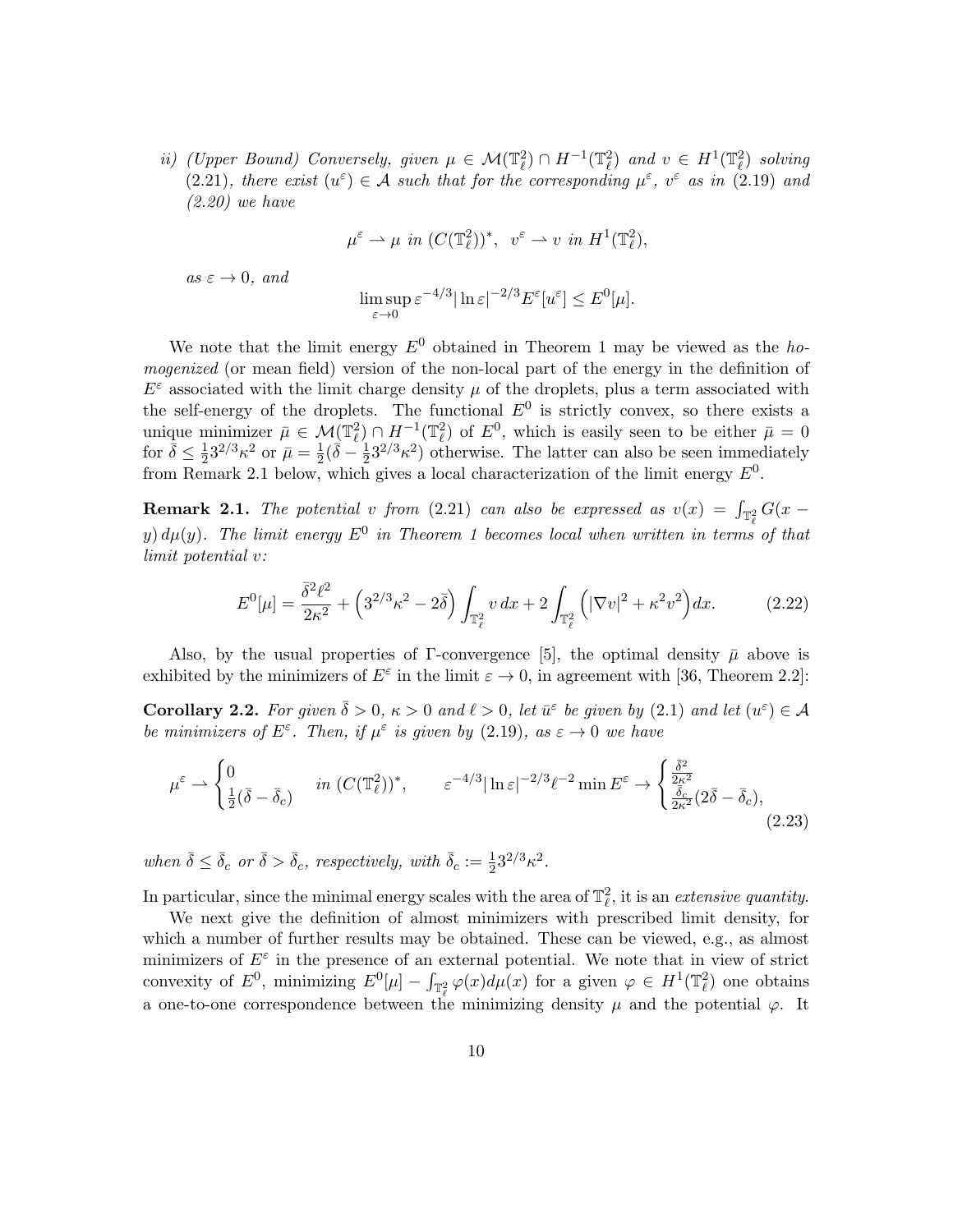*ii) (Upper Bound) Conversely, given $\mu \in \mathcal{M}(\mathbb{T}^2_\ell) \cap H^{-1}(\mathbb{T}^2_\ell)$ and $v \in H^1(\mathbb{T}^2_\ell)$ solving (2.21), there exist $(u^\varepsilon) \in \mathcal{A}$ such that for the corresponding $\mu^\varepsilon$, $v^\varepsilon$ as in (2.19) and (2.20) we have*

$$\mu^\varepsilon \rightharpoonup \mu \text{ in } (C(\mathbb{T}^2_\ell))^*, \quad v^\varepsilon \rightharpoonup v \text{ in } H^1(\mathbb{T}^2_\ell),$$

*as $\varepsilon \to 0$, and*

$$\limsup_{\varepsilon \to 0} \varepsilon^{-4/3} |\ln \varepsilon|^{-2/3} E^\varepsilon[u^\varepsilon] \leq E^0[\mu].$$

We note that the limit energy $E^0$ obtained in Theorem 1 may be viewed as the *homogenized* (or mean field) version of the non-local part of the energy in the definition of $E^\varepsilon$ associated with the limit charge density $\mu$ of the droplets, plus a term associated with the self-energy of the droplets. The functional $E^0$ is strictly convex, so there exists a unique minimizer $\bar{\mu} \in \mathcal{M}(\mathbb{T}^2_\ell) \cap H^{-1}(\mathbb{T}^2_\ell)$ of $E^0$, which is easily seen to be either $\bar{\mu} = 0$ for $\bar{\delta} \leq \frac{1}{2} 3^{2/3} \kappa^2$ or $\bar{\mu} = \frac{1}{2}(\bar{\delta} - \frac{1}{2} 3^{2/3} \kappa^2)$ otherwise. The latter can also be seen immediately from Remark 2.1 below, which gives a local characterization of the limit energy $E^0$.

**Remark 2.1.** *The potential $v$ from (2.21) can also be expressed as $v(x) = \int_{\mathbb{T}^2_\ell} G(x - y)\, d\mu(y)$. The limit energy $E^0$ in Theorem 1 becomes local when written in terms of that limit potential $v$:*

$$E^0[\mu] = \frac{\bar{\delta}^2 \ell^2}{2\kappa^2} + \left(3^{2/3}\kappa^2 - 2\bar{\delta}\right) \int_{\mathbb{T}^2_\ell} v \, dx + 2 \int_{\mathbb{T}^2_\ell} \left(|\nabla v|^2 + \kappa^2 v^2\right) dx. \tag{2.22}$$

Also, by the usual properties of $\Gamma$-convergence [5], the optimal density $\bar{\mu}$ above is exhibited by the minimizers of $E^\varepsilon$ in the limit $\varepsilon \to 0$, in agreement with [36, Theorem 2.2]:

**Corollary 2.2.** *For given $\bar{\delta} > 0$, $\kappa > 0$ and $\ell > 0$, let $\bar{u}^\varepsilon$ be given by (2.1) and let $(u^\varepsilon) \in \mathcal{A}$ be minimizers of $E^\varepsilon$. Then, if $\mu^\varepsilon$ is given by (2.19), as $\varepsilon \to 0$ we have*

$$\mu^\varepsilon \rightharpoonup \begin{cases} 0 \\ \frac{1}{2}(\bar{\delta} - \bar{\delta}_c) \end{cases} \text{in } (C(\mathbb{T}^2_\ell))^*, \qquad \varepsilon^{-4/3} |\ln \varepsilon|^{-2/3} \ell^{-2} \min E^\varepsilon \to \begin{cases} \frac{\bar{\delta}^2}{2\kappa^2} \\ \frac{\bar{\delta}_c}{2\kappa^2}(2\bar{\delta} - \bar{\delta}_c), \end{cases} \tag{2.23}$$

*when $\bar{\delta} \leq \bar{\delta}_c$ or $\bar{\delta} > \bar{\delta}_c$, respectively, with $\bar{\delta}_c := \frac{1}{2} 3^{2/3} \kappa^2$.*

In particular, since the minimal energy scales with the area of $\mathbb{T}^2_\ell$, it is an *extensive quantity*.

We next give the definition of almost minimizers with prescribed limit density, for which a number of further results may be obtained. These can be viewed, e.g., as almost minimizers of $E^\varepsilon$ in the presence of an external potential. We note that in view of strict convexity of $E^0$, minimizing $E^0[\mu] - \int_{\mathbb{T}^2_\ell} \varphi(x) d\mu(x)$ for a given $\varphi \in H^1(\mathbb{T}^2_\ell)$ one obtains a one-to-one correspondence between the minimizing density $\mu$ and the potential $\varphi$. It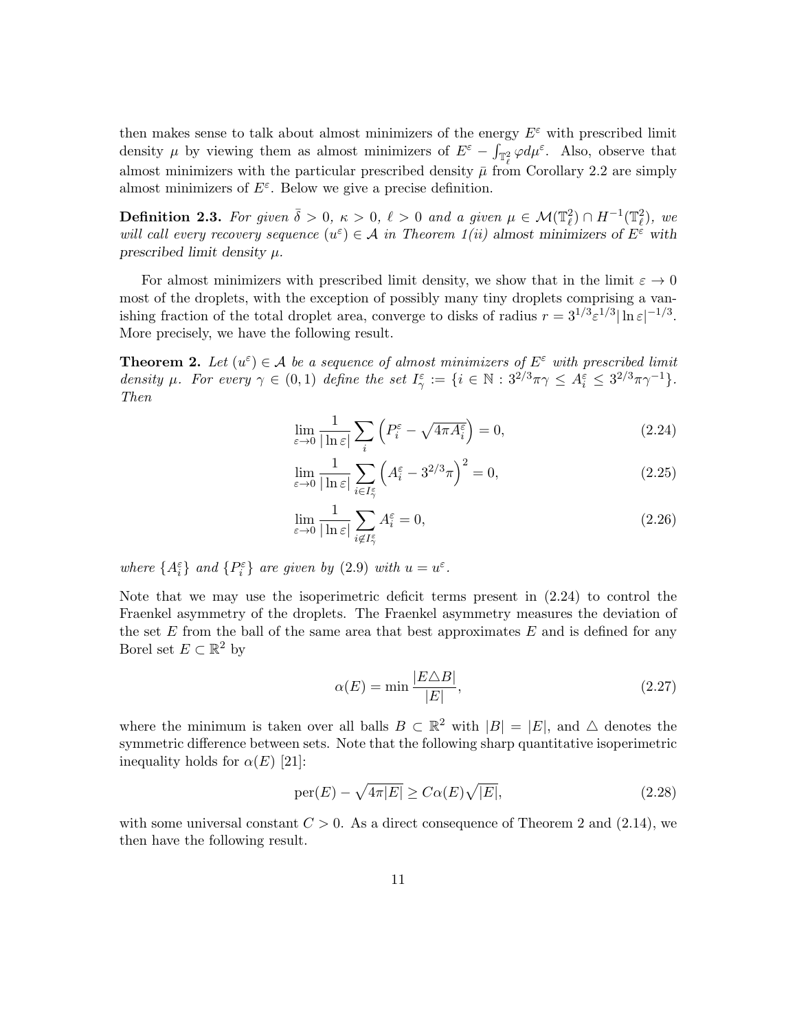then makes sense to talk about almost minimizers of the energy $E^\varepsilon$ with prescribed limit density $\mu$ by viewing them as almost minimizers of $E^\varepsilon - \int_{\mathbb{T}_\ell^2} \varphi d\mu^\varepsilon$. Also, observe that almost minimizers with the particular prescribed density $\bar{\mu}$ from Corollary 2.2 are simply almost minimizers of $E^\varepsilon$. Below we give a precise definition.

**Definition 2.3.** *For given $\bar{\delta} > 0$, $\kappa > 0$, $\ell > 0$ and a given $\mu \in \mathcal{M}(\mathbb{T}_\ell^2) \cap H^{-1}(\mathbb{T}_\ell^2)$, we will call every recovery sequence $(u^\varepsilon) \in \mathcal{A}$ in Theorem 1(ii) almost minimizers of $E^\varepsilon$ with prescribed limit density $\mu$.*

For almost minimizers with prescribed limit density, we show that in the limit $\varepsilon \to 0$ most of the droplets, with the exception of possibly many tiny droplets comprising a vanishing fraction of the total droplet area, converge to disks of radius $r = 3^{1/3}\varepsilon^{1/3}|\ln \varepsilon|^{-1/3}$. More precisely, we have the following result.

**Theorem 2.** *Let $(u^\varepsilon) \in \mathcal{A}$ be a sequence of almost minimizers of $E^\varepsilon$ with prescribed limit density $\mu$. For every $\gamma \in (0, 1)$ define the set $I_\gamma^\varepsilon := \{i \in \mathbb{N} : 3^{2/3}\pi\gamma \leq A_i^\varepsilon \leq 3^{2/3}\pi\gamma^{-1}\}$. Then*

$$\lim_{\varepsilon \to 0} \frac{1}{|\ln \varepsilon|} \sum_i \left( P_i^\varepsilon - \sqrt{4\pi A_i^\varepsilon} \right) = 0, \tag{2.24}$$

$$\lim_{\varepsilon \to 0} \frac{1}{|\ln \varepsilon|} \sum_{i \in I_\gamma^\varepsilon} \left( A_i^\varepsilon - 3^{2/3}\pi \right)^2 = 0, \tag{2.25}$$

$$\lim_{\varepsilon \to 0} \frac{1}{|\ln \varepsilon|} \sum_{i \notin I_\gamma^\varepsilon} A_i^\varepsilon = 0, \tag{2.26}$$

*where $\{A_i^\varepsilon\}$ and $\{P_i^\varepsilon\}$ are given by (2.9) with $u = u^\varepsilon$.*

Note that we may use the isoperimetric deficit terms present in (2.24) to control the Fraenkel asymmetry of the droplets. The Fraenkel asymmetry measures the deviation of the set $E$ from the ball of the same area that best approximates $E$ and is defined for any Borel set $E \subset \mathbb{R}^2$ by

$$\alpha(E) = \min \frac{|E \triangle B|}{|E|}, \tag{2.27}$$

where the minimum is taken over all balls $B \subset \mathbb{R}^2$ with $|B| = |E|$, and $\triangle$ denotes the symmetric difference between sets. Note that the following sharp quantitative isoperimetric inequality holds for $\alpha(E)$ [21]:

$$\mathrm{per}(E) - \sqrt{4\pi|E|} \geq C\alpha(E)\sqrt{|E|}, \tag{2.28}$$

with some universal constant $C > 0$. As a direct consequence of Theorem 2 and (2.14), we then have the following result.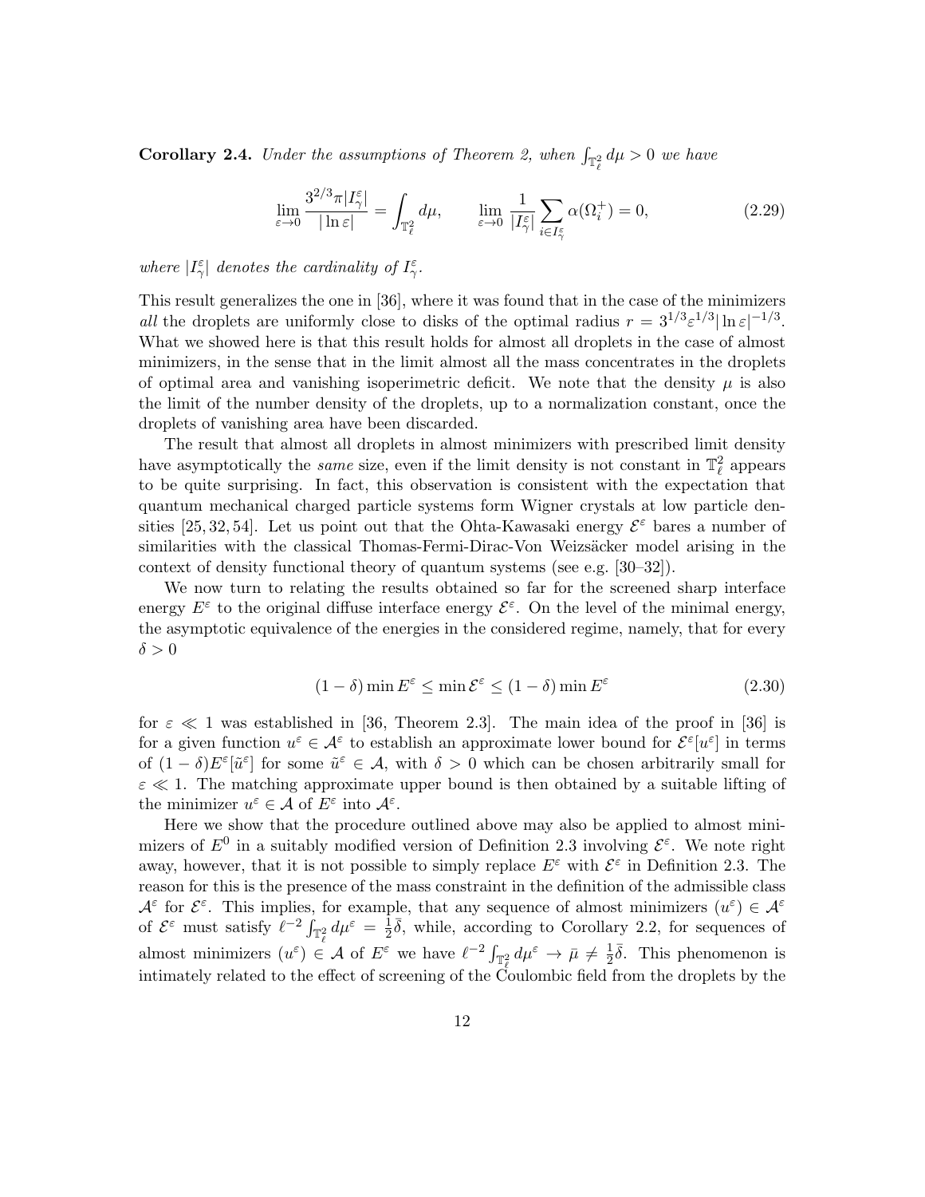**Corollary 2.4.** *Under the assumptions of Theorem 2, when $\int_{\mathbb{T}_\ell^2} d\mu > 0$ we have*

$$\lim_{\varepsilon\to 0} \frac{3^{2/3}\pi |I_\gamma^\varepsilon|}{|\ln \varepsilon|} = \int_{\mathbb{T}_\ell^2} d\mu, \qquad \lim_{\varepsilon\to 0} \frac{1}{|I_\gamma^\varepsilon|} \sum_{i\in I_\gamma^\varepsilon} \alpha(\Omega_i^+) = 0, \tag{2.29}$$

*where $|I_\gamma^\varepsilon|$ denotes the cardinality of $I_\gamma^\varepsilon$.*

This result generalizes the one in [36], where it was found that in the case of the minimizers *all* the droplets are uniformly close to disks of the optimal radius $r = 3^{1/3}\varepsilon^{1/3}|\ln\varepsilon|^{-1/3}$. What we showed here is that this result holds for almost all droplets in the case of almost minimizers, in the sense that in the limit almost all the mass concentrates in the droplets of optimal area and vanishing isoperimetric deficit. We note that the density $\mu$ is also the limit of the number density of the droplets, up to a normalization constant, once the droplets of vanishing area have been discarded.

The result that almost all droplets in almost minimizers with prescribed limit density have asymptotically the *same* size, even if the limit density is not constant in $\mathbb{T}_\ell^2$ appears to be quite surprising. In fact, this observation is consistent with the expectation that quantum mechanical charged particle systems form Wigner crystals at low particle densities [25, 32, 54]. Let us point out that the Ohta-Kawasaki energy $\mathcal{E}^\varepsilon$ bares a number of similarities with the classical Thomas-Fermi-Dirac-Von Weizsäcker model arising in the context of density functional theory of quantum systems (see e.g. [30–32]).

We now turn to relating the results obtained so far for the screened sharp interface energy $E^\varepsilon$ to the original diffuse interface energy $\mathcal{E}^\varepsilon$. On the level of the minimal energy, the asymptotic equivalence of the energies in the considered regime, namely, that for every $\delta > 0$

$$(1-\delta)\min E^\varepsilon \le \min \mathcal{E}^\varepsilon \le (1-\delta)\min E^\varepsilon \tag{2.30}$$

for $\varepsilon \ll 1$ was established in [36, Theorem 2.3]. The main idea of the proof in [36] is for a given function $u^\varepsilon \in \mathcal{A}^\varepsilon$ to establish an approximate lower bound for $\mathcal{E}^\varepsilon[u^\varepsilon]$ in terms of $(1-\delta)E^\varepsilon[\tilde{u}^\varepsilon]$ for some $\tilde{u}^\varepsilon \in \mathcal{A}$, with $\delta > 0$ which can be chosen arbitrarily small for $\varepsilon \ll 1$. The matching approximate upper bound is then obtained by a suitable lifting of the minimizer $u^\varepsilon \in \mathcal{A}$ of $E^\varepsilon$ into $\mathcal{A}^\varepsilon$.

Here we show that the procedure outlined above may also be applied to almost minimizers of $E^0$ in a suitably modified version of Definition 2.3 involving $\mathcal{E}^\varepsilon$. We note right away, however, that it is not possible to simply replace $E^\varepsilon$ with $\mathcal{E}^\varepsilon$ in Definition 2.3. The reason for this is the presence of the mass constraint in the definition of the admissible class $\mathcal{A}^\varepsilon$ for $\mathcal{E}^\varepsilon$. This implies, for example, that any sequence of almost minimizers $(u^\varepsilon) \in \mathcal{A}^\varepsilon$ of $\mathcal{E}^\varepsilon$ must satisfy $\ell^{-2}\int_{\mathbb{T}_\ell^2} d\mu^\varepsilon = \frac{1}{2}\bar{\delta}$, while, according to Corollary 2.2, for sequences of almost minimizers $(u^\varepsilon) \in \mathcal{A}$ of $E^\varepsilon$ we have $\ell^{-2}\int_{\mathbb{T}_\ell^2} d\mu^\varepsilon \to \bar{\mu} \neq \frac{1}{2}\bar{\delta}$. This phenomenon is intimately related to the effect of screening of the Coulombic field from the droplets by the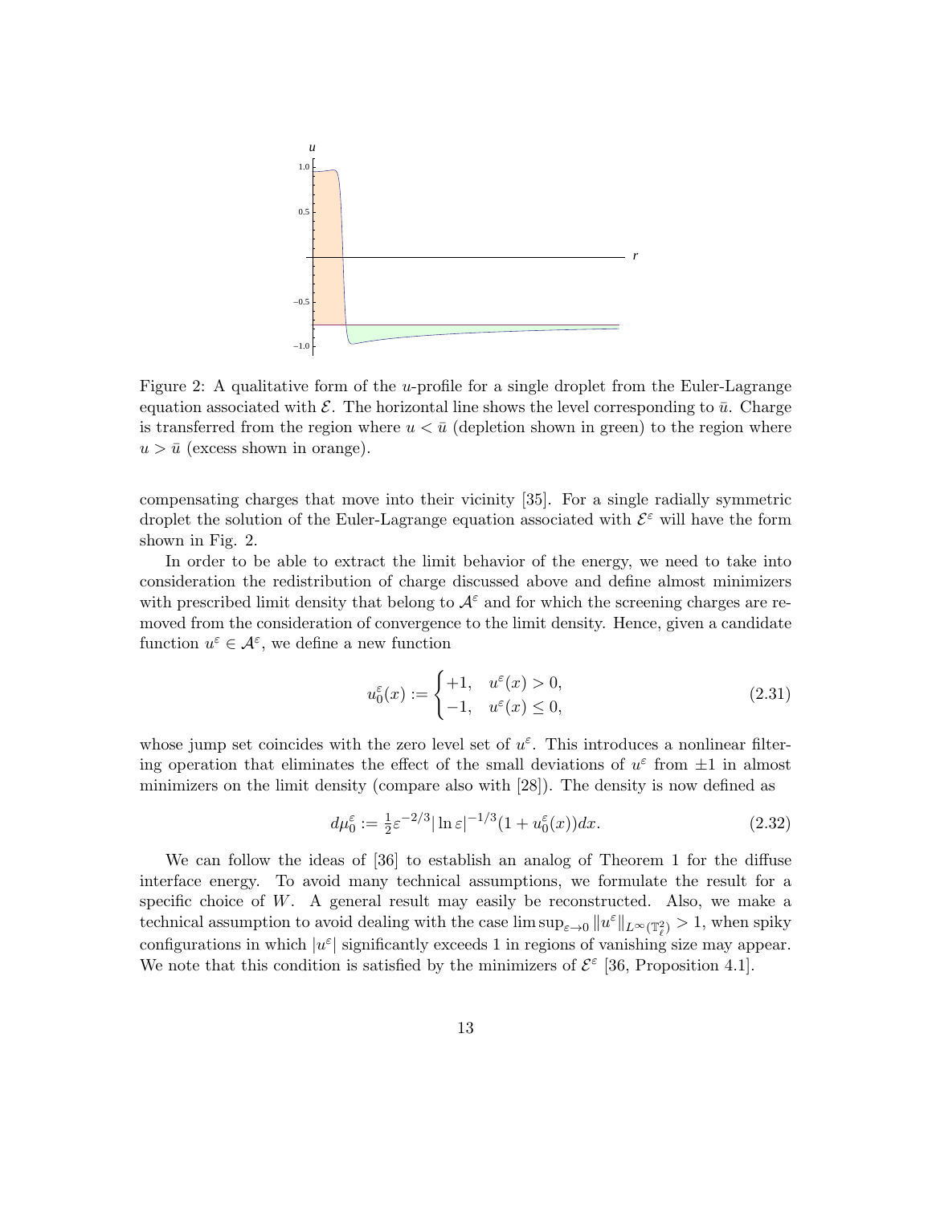Figure 2: A qualitative form of the $u$-profile for a single droplet from the Euler-Lagrange equation associated with $\mathcal{E}$. The horizontal line shows the level corresponding to $\bar{u}$. Charge is transferred from the region where $u < \bar{u}$ (depletion shown in green) to the region where $u > \bar{u}$ (excess shown in orange).

compensating charges that move into their vicinity [35]. For a single radially symmetric droplet the solution of the Euler-Lagrange equation associated with $\mathcal{E}^\varepsilon$ will have the form shown in Fig. 2.

In order to be able to extract the limit behavior of the energy, we need to take into consideration the redistribution of charge discussed above and define almost minimizers with prescribed limit density that belong to $\mathcal{A}^\varepsilon$ and for which the screening charges are removed from the consideration of convergence to the limit density. Hence, given a candidate function $u^\varepsilon \in \mathcal{A}^\varepsilon$, we define a new function

$$u_0^\varepsilon(x) := \begin{cases} +1, & u^\varepsilon(x) > 0, \\ -1, & u^\varepsilon(x) \leq 0, \end{cases} \tag{2.31}$$

whose jump set coincides with the zero level set of $u^\varepsilon$. This introduces a nonlinear filtering operation that eliminates the effect of the small deviations of $u^\varepsilon$ from $\pm 1$ in almost minimizers on the limit density (compare also with [28]). The density is now defined as

$$d\mu_0^\varepsilon := \tfrac{1}{2}\varepsilon^{-2/3}|\ln \varepsilon|^{-1/3}(1 + u_0^\varepsilon(x))dx. \tag{2.32}$$

We can follow the ideas of [36] to establish an analog of Theorem 1 for the diffuse interface energy. To avoid many technical assumptions, we formulate the result for a specific choice of $W$. A general result may easily be reconstructed. Also, we make a technical assumption to avoid dealing with the case $\limsup_{\varepsilon \to 0} \|u^\varepsilon\|_{L^\infty(\mathbb{T}_\ell^2)} > 1$, when spiky configurations in which $|u^\varepsilon|$ significantly exceeds 1 in regions of vanishing size may appear. We note that this condition is satisfied by the minimizers of $\mathcal{E}^\varepsilon$ [36, Proposition 4.1].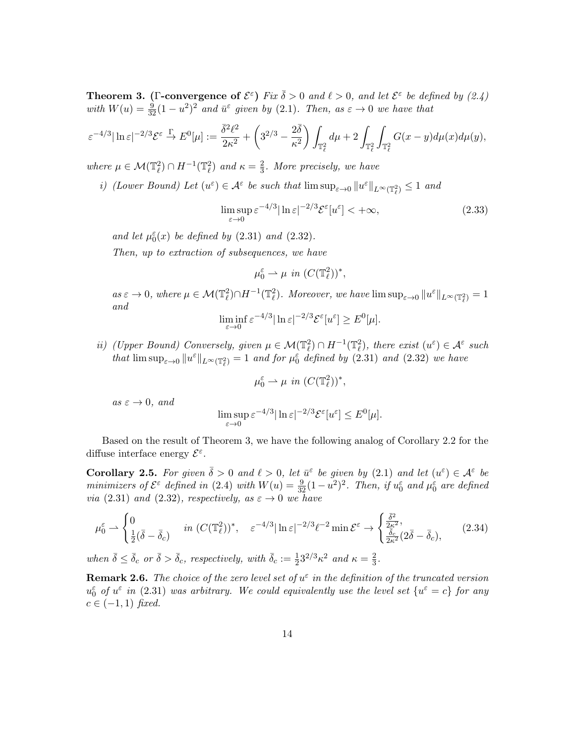**Theorem 3.** **(Γ-convergence of $\mathcal{E}^\varepsilon$)** *Fix $\bar\delta > 0$ and $\ell > 0$, and let $\mathcal{E}^\varepsilon$ be defined by (2.4) with $W(u) = \frac{9}{32}(1-u^2)^2$ and $\bar u^\varepsilon$ given by (2.1). Then, as $\varepsilon \to 0$ we have that*

$$\varepsilon^{-4/3}|\ln\varepsilon|^{-2/3}\mathcal{E}^\varepsilon \xrightarrow{\Gamma} E^0[\mu] := \frac{\bar\delta^2\ell^2}{2\kappa^2} + \left(3^{2/3} - \frac{2\bar\delta}{\kappa^2}\right)\int_{\mathbb{T}^2_\ell} d\mu + 2\int_{\mathbb{T}^2_\ell}\int_{\mathbb{T}^2_\ell} G(x-y)d\mu(x)d\mu(y),$$

*where $\mu \in \mathcal{M}(\mathbb{T}^2_\ell) \cap H^{-1}(\mathbb{T}^2_\ell)$ and $\kappa = \frac{2}{3}$. More precisely, we have*

*i) (Lower Bound) Let $(u^\varepsilon) \in \mathcal{A}^\varepsilon$ be such that $\limsup_{\varepsilon\to 0}\|u^\varepsilon\|_{L^\infty(\mathbb{T}^2_\ell)} \le 1$ and*

$$\limsup_{\varepsilon\to 0}\varepsilon^{-4/3}|\ln\varepsilon|^{-2/3}\mathcal{E}^\varepsilon[u^\varepsilon] < +\infty, \tag{2.33}$$

*and let $\mu_0^\varepsilon(x)$ be defined by (2.31) and (2.32).*

*Then, up to extraction of subsequences, we have*

$$\mu_0^\varepsilon \rightharpoonup \mu \ \text{ in } (C(\mathbb{T}^2_\ell))^*,$$

*as $\varepsilon \to 0$, where $\mu \in \mathcal{M}(\mathbb{T}^2_\ell) \cap H^{-1}(\mathbb{T}^2_\ell)$. Moreover, we have $\limsup_{\varepsilon\to 0}\|u^\varepsilon\|_{L^\infty(\mathbb{T}^2_\ell)} = 1$ and*

$$\liminf_{\varepsilon\to 0}\varepsilon^{-4/3}|\ln\varepsilon|^{-2/3}\mathcal{E}^\varepsilon[u^\varepsilon] \ge E^0[\mu].$$

*ii) (Upper Bound) Conversely, given $\mu \in \mathcal{M}(\mathbb{T}^2_\ell) \cap H^{-1}(\mathbb{T}^2_\ell)$, there exist $(u^\varepsilon) \in \mathcal{A}^\varepsilon$ such that $\limsup_{\varepsilon\to 0}\|u^\varepsilon\|_{L^\infty(\mathbb{T}^2_\ell)} = 1$ and for $\mu_0^\varepsilon$ defined by (2.31) and (2.32) we have*

$$\mu_0^\varepsilon \rightharpoonup \mu \ \text{ in } (C(\mathbb{T}^2_\ell))^*,$$

*as $\varepsilon \to 0$, and*

$$\limsup_{\varepsilon\to 0}\varepsilon^{-4/3}|\ln\varepsilon|^{-2/3}\mathcal{E}^\varepsilon[u^\varepsilon] \le E^0[\mu].$$

Based on the result of Theorem 3, we have the following analog of Corollary 2.2 for the diffuse interface energy $\mathcal{E}^\varepsilon$.

**Corollary 2.5.** *For given $\bar\delta > 0$ and $\ell > 0$, let $\bar u^\varepsilon$ be given by (2.1) and let $(u^\varepsilon) \in \mathcal{A}^\varepsilon$ be minimizers of $\mathcal{E}^\varepsilon$ defined in (2.4) with $W(u) = \frac{9}{32}(1-u^2)^2$. Then, if $u_0^\varepsilon$ and $\mu_0^\varepsilon$ are defined via (2.31) and (2.32), respectively, as $\varepsilon \to 0$ we have*

$$\mu_0^\varepsilon \rightharpoonup \begin{cases} 0 \\ \frac{1}{2}(\bar\delta - \bar\delta_c) \end{cases} \text{ in } (C(\mathbb{T}^2_\ell))^*, \quad \varepsilon^{-4/3}|\ln\varepsilon|^{-2/3}\ell^{-2}\min\mathcal{E}^\varepsilon \to \begin{cases} \frac{\bar\delta^2}{2\kappa^2}, \\ \frac{\bar\delta_c}{2\kappa^2}(2\bar\delta - \bar\delta_c), \end{cases} \tag{2.34}$$

*when $\bar\delta \le \bar\delta_c$ or $\bar\delta > \bar\delta_c$, respectively, with $\bar\delta_c := \frac{1}{2}3^{2/3}\kappa^2$ and $\kappa = \frac{2}{3}$.*

**Remark 2.6.** *The choice of the zero level set of $u^\varepsilon$ in the definition of the truncated version $u_0^\varepsilon$ of $u^\varepsilon$ in (2.31) was arbitrary. We could equivalently use the level set $\{u^\varepsilon = c\}$ for any $c \in (-1, 1)$ fixed.*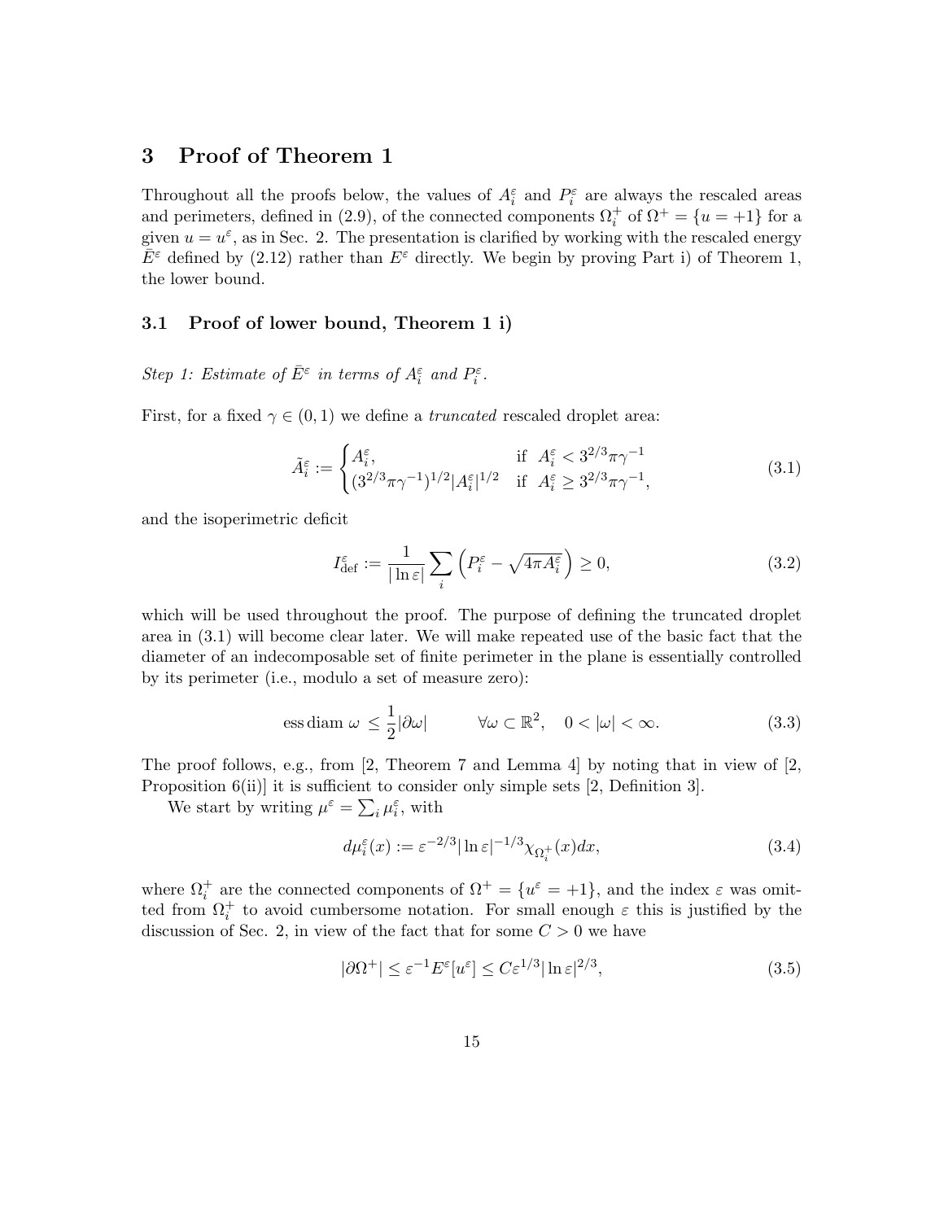# 3 Proof of Theorem 1

Throughout all the proofs below, the values of $A_i^\varepsilon$ and $P_i^\varepsilon$ are always the rescaled areas and perimeters, defined in (2.9), of the connected components $\Omega_i^+$ of $\Omega^+ = \{u = +1\}$ for a given $u = u^\varepsilon$, as in Sec. 2. The presentation is clarified by working with the rescaled energy $\bar{E}^\varepsilon$ defined by (2.12) rather than $E^\varepsilon$ directly. We begin by proving Part i) of Theorem 1, the lower bound.

## 3.1 Proof of lower bound, Theorem 1 i)

*Step 1: Estimate of $\bar{E}^\varepsilon$ in terms of $A_i^\varepsilon$ and $P_i^\varepsilon$.*

First, for a fixed $\gamma \in (0,1)$ we define a *truncated* rescaled droplet area:

$$\tilde{A}_i^\varepsilon := \begin{cases} A_i^\varepsilon, & \text{if } \ A_i^\varepsilon < 3^{2/3}\pi\gamma^{-1} \\ (3^{2/3}\pi\gamma^{-1})^{1/2}|A_i^\varepsilon|^{1/2} & \text{if } \ A_i^\varepsilon \geq 3^{2/3}\pi\gamma^{-1}, \end{cases} \tag{3.1}$$

and the isoperimetric deficit

$$I_{\mathrm{def}}^\varepsilon := \frac{1}{|\ln \varepsilon|} \sum_i \left( P_i^\varepsilon - \sqrt{4\pi A_i^\varepsilon} \right) \geq 0, \tag{3.2}$$

which will be used throughout the proof. The purpose of defining the truncated droplet area in (3.1) will become clear later. We will make repeated use of the basic fact that the diameter of an indecomposable set of finite perimeter in the plane is essentially controlled by its perimeter (i.e., modulo a set of measure zero):

$$\operatorname{ess\,diam}\, \omega \leq \frac{1}{2}|\partial\omega| \qquad \forall \omega \subset \mathbb{R}^2, \quad 0 < |\omega| < \infty. \tag{3.3}$$

The proof follows, e.g., from [2, Theorem 7 and Lemma 4] by noting that in view of [2, Proposition 6(ii)] it is sufficient to consider only simple sets [2, Definition 3].

We start by writing $\mu^\varepsilon = \sum_i \mu_i^\varepsilon$, with

$$d\mu_i^\varepsilon(x) := \varepsilon^{-2/3}|\ln \varepsilon|^{-1/3}\chi_{\Omega_i^+}(x)dx, \tag{3.4}$$

where $\Omega_i^+$ are the connected components of $\Omega^+ = \{u^\varepsilon = +1\}$, and the index $\varepsilon$ was omitted from $\Omega_i^+$ to avoid cumbersome notation. For small enough $\varepsilon$ this is justified by the discussion of Sec. 2, in view of the fact that for some $C > 0$ we have

$$|\partial\Omega^+| \leq \varepsilon^{-1}E^\varepsilon[u^\varepsilon] \leq C\varepsilon^{1/3}|\ln \varepsilon|^{2/3}, \tag{3.5}$$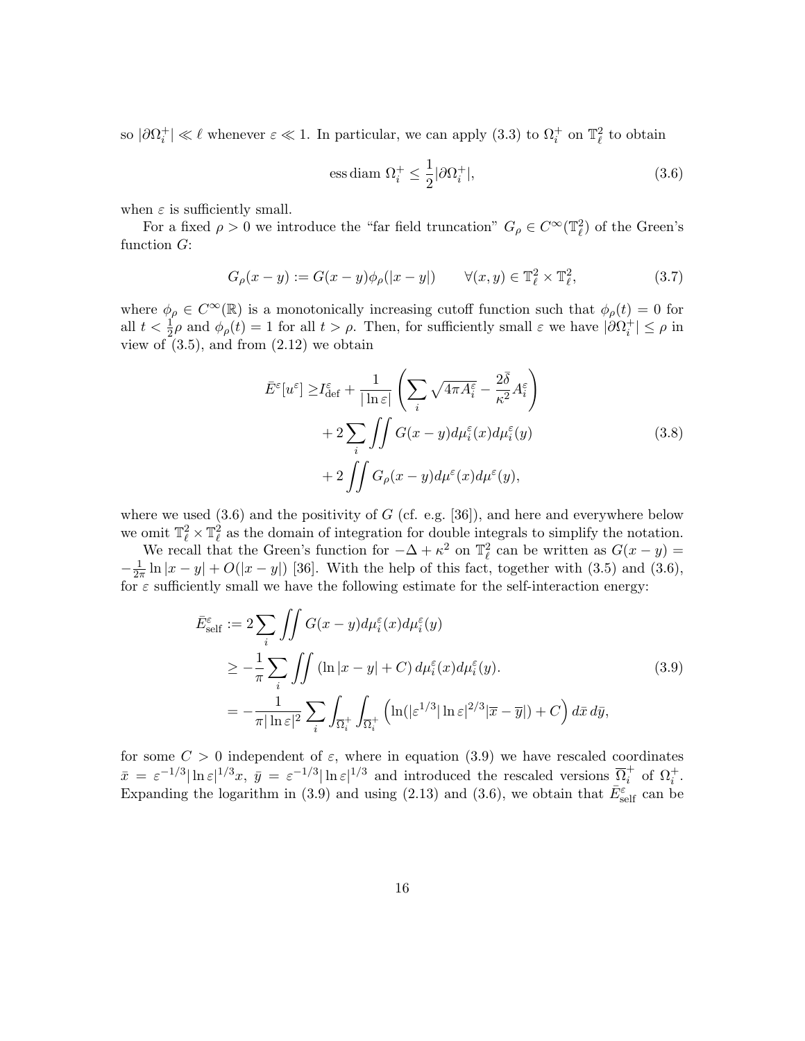so $|\partial\Omega_i^+| \ll \ell$ whenever $\varepsilon \ll 1$. In particular, we can apply (3.3) to $\Omega_i^+$ on $\mathbb{T}_\ell^2$ to obtain

$$\operatorname{ess\,diam}\, \Omega_i^+ \leq \frac{1}{2}|\partial\Omega_i^+|, \tag{3.6}$$

when $\varepsilon$ is sufficiently small.

For a fixed $\rho > 0$ we introduce the "far field truncation" $G_\rho \in C^\infty(\mathbb{T}_\ell^2)$ of the Green's function $G$:

$$G_\rho(x-y) := G(x-y)\phi_\rho(|x-y|) \qquad \forall (x,y) \in \mathbb{T}_\ell^2 \times \mathbb{T}_\ell^2, \tag{3.7}$$

where $\phi_\rho \in C^\infty(\mathbb{R})$ is a monotonically increasing cutoff function such that $\phi_\rho(t) = 0$ for all $t < \frac{1}{2}\rho$ and $\phi_\rho(t) = 1$ for all $t > \rho$. Then, for sufficiently small $\varepsilon$ we have $|\partial\Omega_i^+| \leq \rho$ in view of (3.5), and from (2.12) we obtain

$$\begin{aligned}
\bar{E}^\varepsilon[u^\varepsilon] \geq & I_{\mathrm{def}}^\varepsilon + \frac{1}{|\ln\varepsilon|}\left(\sum_i \sqrt{4\pi A_i^\varepsilon} - \frac{2\bar{\delta}}{\kappa^2}A_i^\varepsilon\right) \\
& + 2\sum_i \iint G(x-y)d\mu_i^\varepsilon(x)d\mu_i^\varepsilon(y) \\
& + 2\iint G_\rho(x-y)d\mu^\varepsilon(x)d\mu^\varepsilon(y),
\end{aligned} \tag{3.8}$$

where we used (3.6) and the positivity of $G$ (cf. e.g. [36]), and here and everywhere below we omit $\mathbb{T}_\ell^2 \times \mathbb{T}_\ell^2$ as the domain of integration for double integrals to simplify the notation.

We recall that the Green's function for $-\Delta + \kappa^2$ on $\mathbb{T}_\ell^2$ can be written as $G(x-y) = -\frac{1}{2\pi}\ln|x-y| + O(|x-y|)$ [36]. With the help of this fact, together with (3.5) and (3.6), for $\varepsilon$ sufficiently small we have the following estimate for the self-interaction energy:

$$\begin{aligned}
\bar{E}_{\mathrm{self}}^\varepsilon &:= 2\sum_i \iint G(x-y)d\mu_i^\varepsilon(x)d\mu_i^\varepsilon(y) \\
&\geq -\frac{1}{\pi}\sum_i \iint \left(\ln|x-y| + C\right) d\mu_i^\varepsilon(x)d\mu_i^\varepsilon(y). \\
&= -\frac{1}{\pi|\ln\varepsilon|^2}\sum_i \int_{\overline{\Omega}_i^+}\int_{\overline{\Omega}_i^+} \left(\ln(|\varepsilon^{1/3}|\ln\varepsilon|^{2/3}|\overline{x} - \overline{y}|) + C\right) d\bar{x}\, d\bar{y},
\end{aligned} \tag{3.9}$$

for some $C > 0$ independent of $\varepsilon$, where in equation (3.9) we have rescaled coordinates $\bar{x} = \varepsilon^{-1/3}|\ln\varepsilon|^{1/3}x$, $\bar{y} = \varepsilon^{-1/3}|\ln\varepsilon|^{1/3}$ and introduced the rescaled versions $\overline{\Omega}_i^+$ of $\Omega_i^+$. Expanding the logarithm in (3.9) and using (2.13) and (3.6), we obtain that $\bar{E}_{\mathrm{self}}^\varepsilon$ can be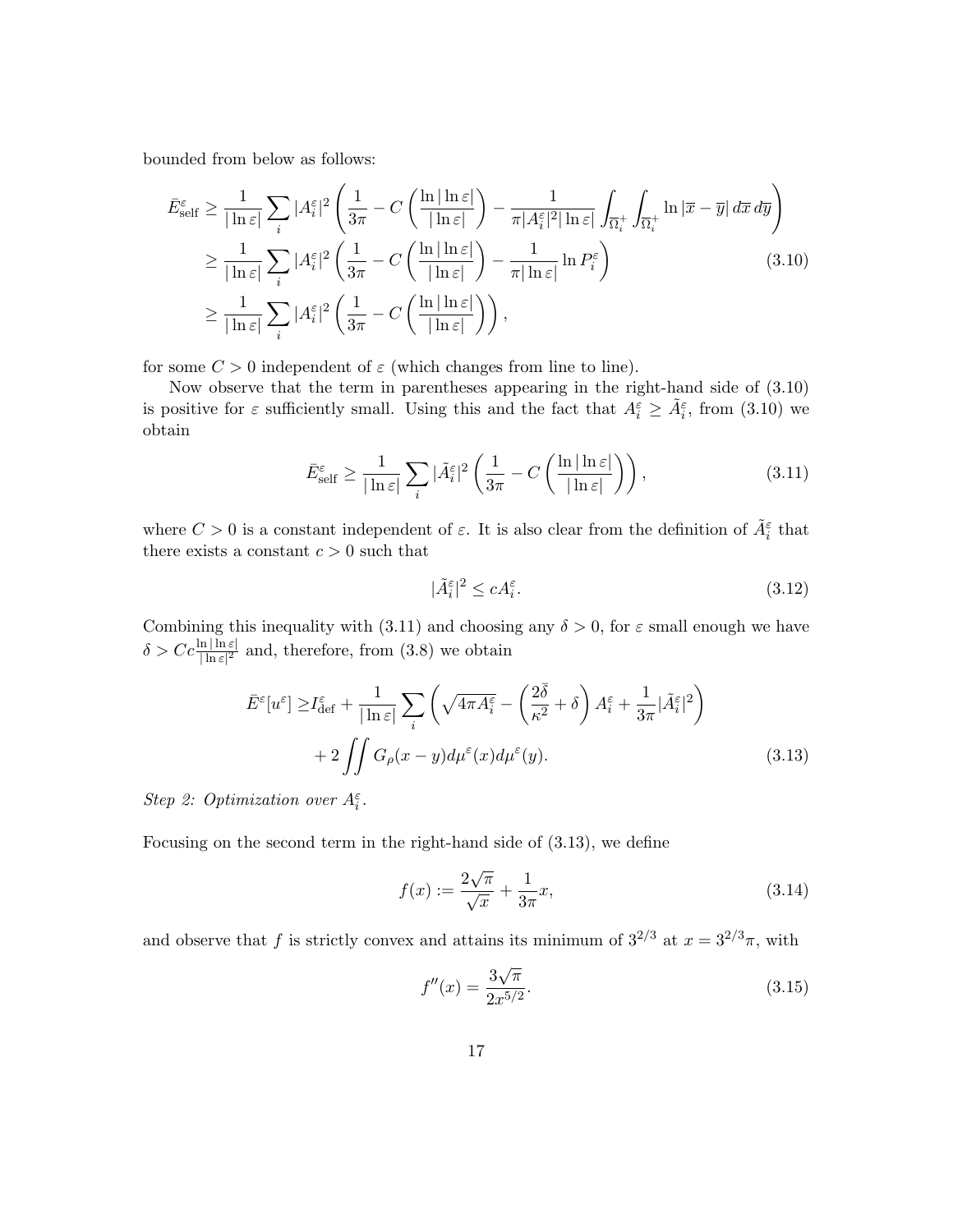bounded from below as follows:

$$
\begin{aligned}
\bar{E}^\varepsilon_{\text{self}} &\geq \frac{1}{|\ln \varepsilon|} \sum_i |A_i^\varepsilon|^2 \left( \frac{1}{3\pi} - C\left(\frac{\ln|\ln \varepsilon|}{|\ln \varepsilon|}\right) - \frac{1}{\pi |A_i^\varepsilon|^2 |\ln \varepsilon|} \int_{\overline{\Omega}_i^+} \int_{\overline{\Omega}_i^+} \ln|\overline{x} - \overline{y}| \, d\overline{x} \, d\overline{y} \right) \\
&\geq \frac{1}{|\ln \varepsilon|} \sum_i |A_i^\varepsilon|^2 \left( \frac{1}{3\pi} - C\left(\frac{\ln|\ln \varepsilon|}{|\ln \varepsilon|}\right) - \frac{1}{\pi |\ln \varepsilon|} \ln P_i^\varepsilon \right) \qquad (3.10) \\
&\geq \frac{1}{|\ln \varepsilon|} \sum_i |A_i^\varepsilon|^2 \left( \frac{1}{3\pi} - C\left(\frac{\ln|\ln \varepsilon|}{|\ln \varepsilon|}\right) \right),
\end{aligned}
$$

for some $C > 0$ independent of $\varepsilon$ (which changes from line to line).

Now observe that the term in parentheses appearing in the right-hand side of (3.10) is positive for $\varepsilon$ sufficiently small. Using this and the fact that $A_i^\varepsilon \geq \tilde{A}_i^\varepsilon$, from (3.10) we obtain

$$
\bar{E}^\varepsilon_{\text{self}} \geq \frac{1}{|\ln \varepsilon|} \sum_i |\tilde{A}_i^\varepsilon|^2 \left( \frac{1}{3\pi} - C\left(\frac{\ln|\ln \varepsilon|}{|\ln \varepsilon|}\right) \right), \qquad (3.11)
$$

where $C > 0$ is a constant independent of $\varepsilon$. It is also clear from the definition of $\tilde{A}_i^\varepsilon$ that there exists a constant $c > 0$ such that

$$
|\tilde{A}_i^\varepsilon|^2 \leq c A_i^\varepsilon. \qquad (3.12)
$$

Combining this inequality with (3.11) and choosing any $\delta > 0$, for $\varepsilon$ small enough we have $\delta > Cc \frac{\ln|\ln \varepsilon|}{|\ln \varepsilon|^2}$ and, therefore, from (3.8) we obtain

$$
\begin{aligned}
\bar{E}^\varepsilon[u^\varepsilon] \geq & I^\varepsilon_{\text{def}} + \frac{1}{|\ln \varepsilon|} \sum_i \left( \sqrt{4\pi A_i^\varepsilon} - \left( \frac{2\bar{\delta}}{\kappa^2} + \delta \right) A_i^\varepsilon + \frac{1}{3\pi} |\tilde{A}_i^\varepsilon|^2 \right) \\
& + 2 \iint G_\rho(x - y) d\mu^\varepsilon(x) d\mu^\varepsilon(y). \qquad (3.13)
\end{aligned}
$$

*Step 2: Optimization over $A_i^\varepsilon$.*

Focusing on the second term in the right-hand side of (3.13), we define

$$
f(x) := \frac{2\sqrt{\pi}}{\sqrt{x}} + \frac{1}{3\pi} x, \qquad (3.14)
$$

and observe that $f$ is strictly convex and attains its minimum of $3^{2/3}$ at $x = 3^{2/3}\pi$, with

$$
f''(x) = \frac{3\sqrt{\pi}}{2x^{5/2}}. \qquad (3.15)
$$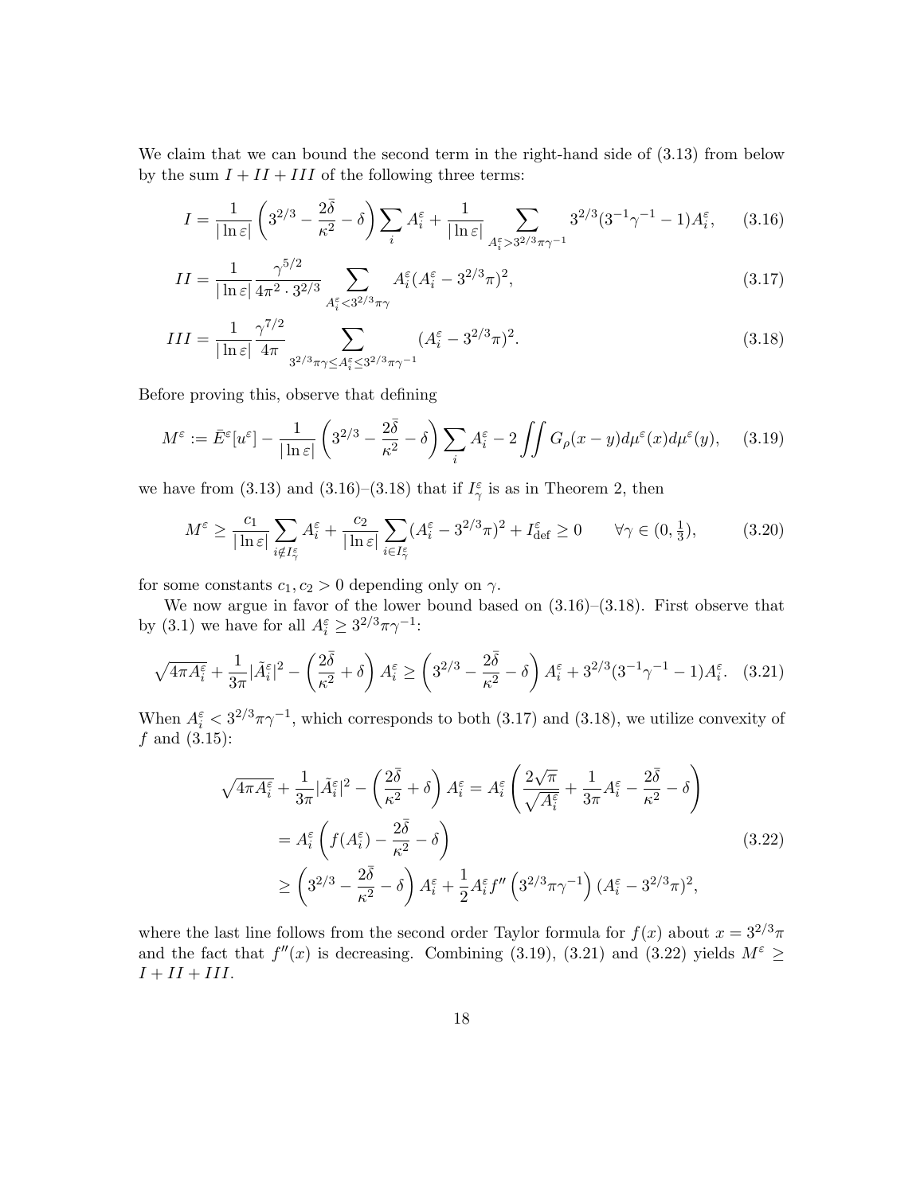We claim that we can bound the second term in the right-hand side of (3.13) from below by the sum $I + II + III$ of the following three terms:

$$I = \frac{1}{|\ln \varepsilon|}\left(3^{2/3} - \frac{2\bar{\delta}}{\kappa^2} - \delta\right)\sum_i A_i^\varepsilon + \frac{1}{|\ln \varepsilon|}\sum_{A_i^\varepsilon > 3^{2/3}\pi\gamma^{-1}} 3^{2/3}(3^{-1}\gamma^{-1} - 1)A_i^\varepsilon, \tag{3.16}$$

$$II = \frac{1}{|\ln \varepsilon|}\frac{\gamma^{5/2}}{4\pi^2 \cdot 3^{2/3}}\sum_{A_i^\varepsilon < 3^{2/3}\pi\gamma} A_i^\varepsilon (A_i^\varepsilon - 3^{2/3}\pi)^2, \tag{3.17}$$

$$III = \frac{1}{|\ln \varepsilon|}\frac{\gamma^{7/2}}{4\pi}\sum_{3^{2/3}\pi\gamma \le A_i^\varepsilon \le 3^{2/3}\pi\gamma^{-1}} (A_i^\varepsilon - 3^{2/3}\pi)^2. \tag{3.18}$$

Before proving this, observe that defining

$$M^\varepsilon := \bar{E}^\varepsilon[u^\varepsilon] - \frac{1}{|\ln \varepsilon|}\left(3^{2/3} - \frac{2\bar{\delta}}{\kappa^2} - \delta\right)\sum_i A_i^\varepsilon - 2\iint G_\rho(x-y)d\mu^\varepsilon(x)d\mu^\varepsilon(y), \tag{3.19}$$

we have from (3.13) and (3.16)–(3.18) that if $I_\gamma^\varepsilon$ is as in Theorem 2, then

$$M^\varepsilon \ge \frac{c_1}{|\ln \varepsilon|}\sum_{i \notin I_\gamma^\varepsilon} A_i^\varepsilon + \frac{c_2}{|\ln \varepsilon|}\sum_{i \in I_\gamma^\varepsilon}(A_i^\varepsilon - 3^{2/3}\pi)^2 + I_{\text{def}}^\varepsilon \ge 0 \qquad \forall \gamma \in (0, \tfrac{1}{3}), \tag{3.20}$$

for some constants $c_1, c_2 > 0$ depending only on $\gamma$.

We now argue in favor of the lower bound based on (3.16)–(3.18). First observe that by (3.1) we have for all $A_i^\varepsilon \ge 3^{2/3}\pi\gamma^{-1}$:

$$\sqrt{4\pi A_i^\varepsilon} + \frac{1}{3\pi}|\tilde{A}_i^\varepsilon|^2 - \left(\frac{2\bar{\delta}}{\kappa^2} + \delta\right)A_i^\varepsilon \ge \left(3^{2/3} - \frac{2\bar{\delta}}{\kappa^2} - \delta\right)A_i^\varepsilon + 3^{2/3}(3^{-1}\gamma^{-1} - 1)A_i^\varepsilon. \tag{3.21}$$

When $A_i^\varepsilon < 3^{2/3}\pi\gamma^{-1}$, which corresponds to both (3.17) and (3.18), we utilize convexity of $f$ and (3.15):

$$\begin{aligned}
\sqrt{4\pi A_i^\varepsilon} + \frac{1}{3\pi}|\tilde{A}_i^\varepsilon|^2 - \left(\frac{2\bar{\delta}}{\kappa^2} + \delta\right)A_i^\varepsilon &= A_i^\varepsilon\left(\frac{2\sqrt{\pi}}{\sqrt{A_i^\varepsilon}} + \frac{1}{3\pi}A_i^\varepsilon - \frac{2\bar{\delta}}{\kappa^2} - \delta\right) \\
&= A_i^\varepsilon\left(f(A_i^\varepsilon) - \frac{2\bar{\delta}}{\kappa^2} - \delta\right) \\
&\ge \left(3^{2/3} - \frac{2\bar{\delta}}{\kappa^2} - \delta\right)A_i^\varepsilon + \frac{1}{2}A_i^\varepsilon f''\left(3^{2/3}\pi\gamma^{-1}\right)(A_i^\varepsilon - 3^{2/3}\pi)^2,
\end{aligned} \tag{3.22}$$

where the last line follows from the second order Taylor formula for $f(x)$ about $x = 3^{2/3}\pi$ and the fact that $f''(x)$ is decreasing. Combining (3.19), (3.21) and (3.22) yields $M^\varepsilon \ge I + II + III$.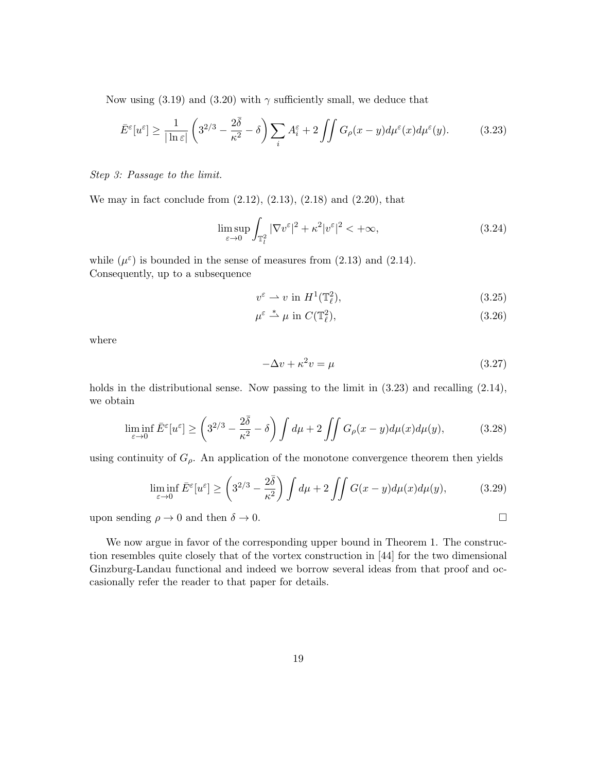Now using (3.19) and (3.20) with $\gamma$ sufficiently small, we deduce that

$$\bar{E}^\varepsilon[u^\varepsilon] \geq \frac{1}{|\ln \varepsilon|}\left(3^{2/3} - \frac{2\bar{\delta}}{\kappa^2} - \delta\right)\sum_i A_i^\varepsilon + 2\iint G_\rho(x-y)d\mu^\varepsilon(x)d\mu^\varepsilon(y). \tag{3.23}$$

*Step 3: Passage to the limit.*

We may in fact conclude from (2.12), (2.13), (2.18) and (2.20), that

$$\limsup_{\varepsilon\to 0}\int_{\mathbb{T}_l^2}|\nabla v^\varepsilon|^2 + \kappa^2|v^\varepsilon|^2 < +\infty, \tag{3.24}$$

while $(\mu^\varepsilon)$ is bounded in the sense of measures from (2.13) and (2.14).
Consequently, up to a subsequence

$$v^\varepsilon \rightharpoonup v \text{ in } H^1(\mathbb{T}_\ell^2), \tag{3.25}$$

$$\mu^\varepsilon \overset{*}{\rightharpoonup} \mu \text{ in } C(\mathbb{T}_\ell^2), \tag{3.26}$$

where

$$-\Delta v + \kappa^2 v = \mu \tag{3.27}$$

holds in the distributional sense. Now passing to the limit in (3.23) and recalling (2.14), we obtain

$$\liminf_{\varepsilon\to 0}\bar{E}^\varepsilon[u^\varepsilon] \geq \left(3^{2/3} - \frac{2\bar{\delta}}{\kappa^2} - \delta\right)\int d\mu + 2\iint G_\rho(x-y)d\mu(x)d\mu(y), \tag{3.28}$$

using continuity of $G_\rho$. An application of the monotone convergence theorem then yields

$$\liminf_{\varepsilon\to 0}\bar{E}^\varepsilon[u^\varepsilon] \geq \left(3^{2/3} - \frac{2\bar{\delta}}{\kappa^2}\right)\int d\mu + 2\iint G(x-y)d\mu(x)d\mu(y), \tag{3.29}$$

upon sending $\rho \to 0$ and then $\delta \to 0$. □

We now argue in favor of the corresponding upper bound in Theorem 1. The construction resembles quite closely that of the vortex construction in [44] for the two dimensional Ginzburg-Landau functional and indeed we borrow several ideas from that proof and occasionally refer the reader to that paper for details.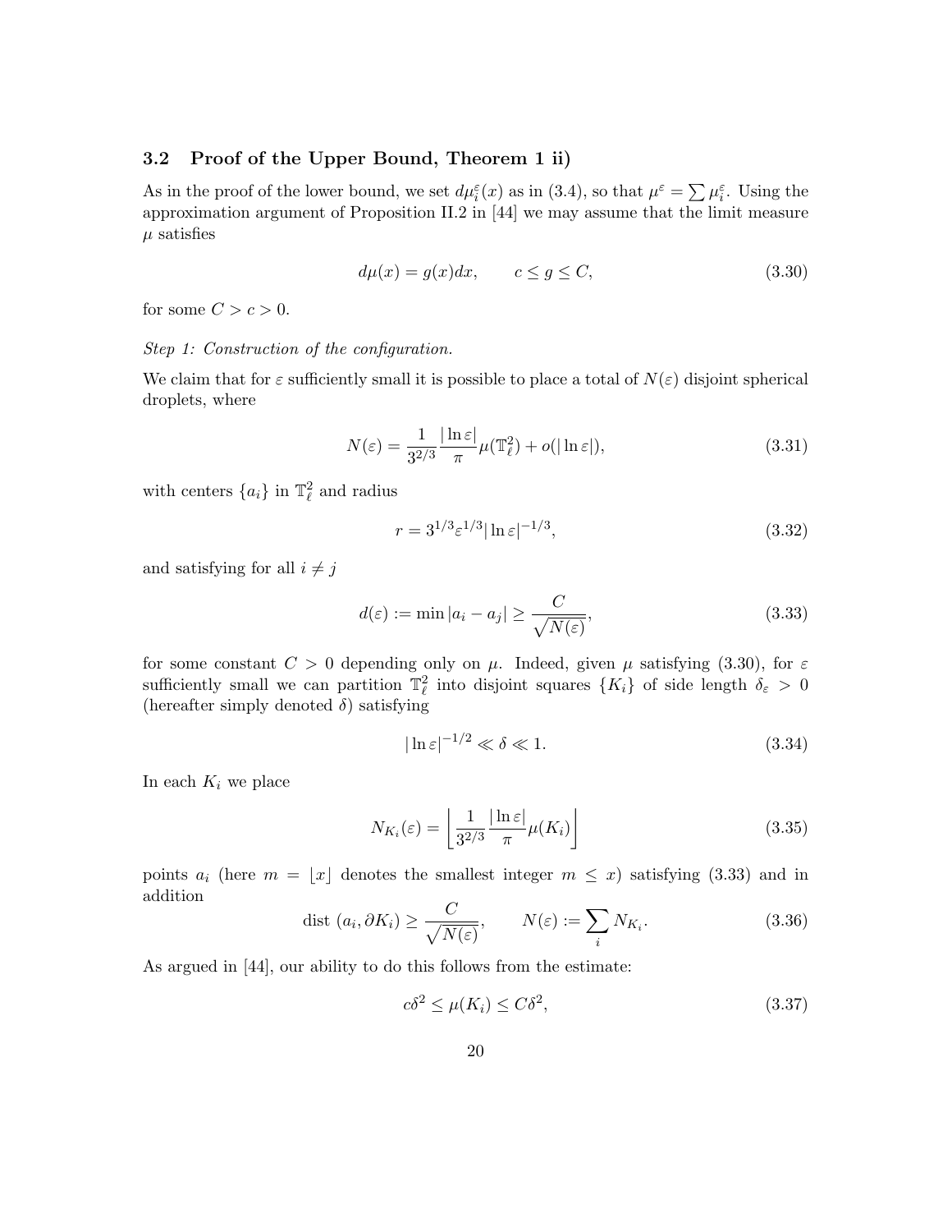### 3.2 Proof of the Upper Bound, Theorem 1 ii)

As in the proof of the lower bound, we set $d\mu_i^\varepsilon(x)$ as in (3.4), so that $\mu^\varepsilon = \sum \mu_i^\varepsilon$. Using the approximation argument of Proposition II.2 in [44] we may assume that the limit measure $\mu$ satisfies

$$d\mu(x) = g(x)dx, \qquad c \leq g \leq C, \tag{3.30}$$

for some $C > c > 0$.

*Step 1: Construction of the configuration.*

We claim that for $\varepsilon$ sufficiently small it is possible to place a total of $N(\varepsilon)$ disjoint spherical droplets, where

$$N(\varepsilon) = \frac{1}{3^{2/3}} \frac{|\ln \varepsilon|}{\pi} \mu(\mathbb{T}_\ell^2) + o(|\ln \varepsilon|), \tag{3.31}$$

with centers $\{a_i\}$ in $\mathbb{T}_\ell^2$ and radius

$$r = 3^{1/3} \varepsilon^{1/3} |\ln \varepsilon|^{-1/3}, \tag{3.32}$$

and satisfying for all $i \neq j$

$$d(\varepsilon) := \min |a_i - a_j| \geq \frac{C}{\sqrt{N(\varepsilon)}}, \tag{3.33}$$

for some constant $C > 0$ depending only on $\mu$. Indeed, given $\mu$ satisfying (3.30), for $\varepsilon$ sufficiently small we can partition $\mathbb{T}_\ell^2$ into disjoint squares $\{K_i\}$ of side length $\delta_\varepsilon > 0$ (hereafter simply denoted $\delta$) satisfying

$$|\ln \varepsilon|^{-1/2} \ll \delta \ll 1. \tag{3.34}$$

In each $K_i$ we place

$$N_{K_i}(\varepsilon) = \left\lfloor \frac{1}{3^{2/3}} \frac{|\ln \varepsilon|}{\pi} \mu(K_i) \right\rfloor \tag{3.35}$$

points $a_i$ (here $m = \lfloor x \rfloor$ denotes the smallest integer $m \leq x$) satisfying (3.33) and in addition

$$\text{dist }(a_i, \partial K_i) \geq \frac{C}{\sqrt{N(\varepsilon)}}, \qquad N(\varepsilon) := \sum_i N_{K_i}. \tag{3.36}$$

As argued in [44], our ability to do this follows from the estimate:

$$c\delta^2 \leq \mu(K_i) \leq C\delta^2, \tag{3.37}$$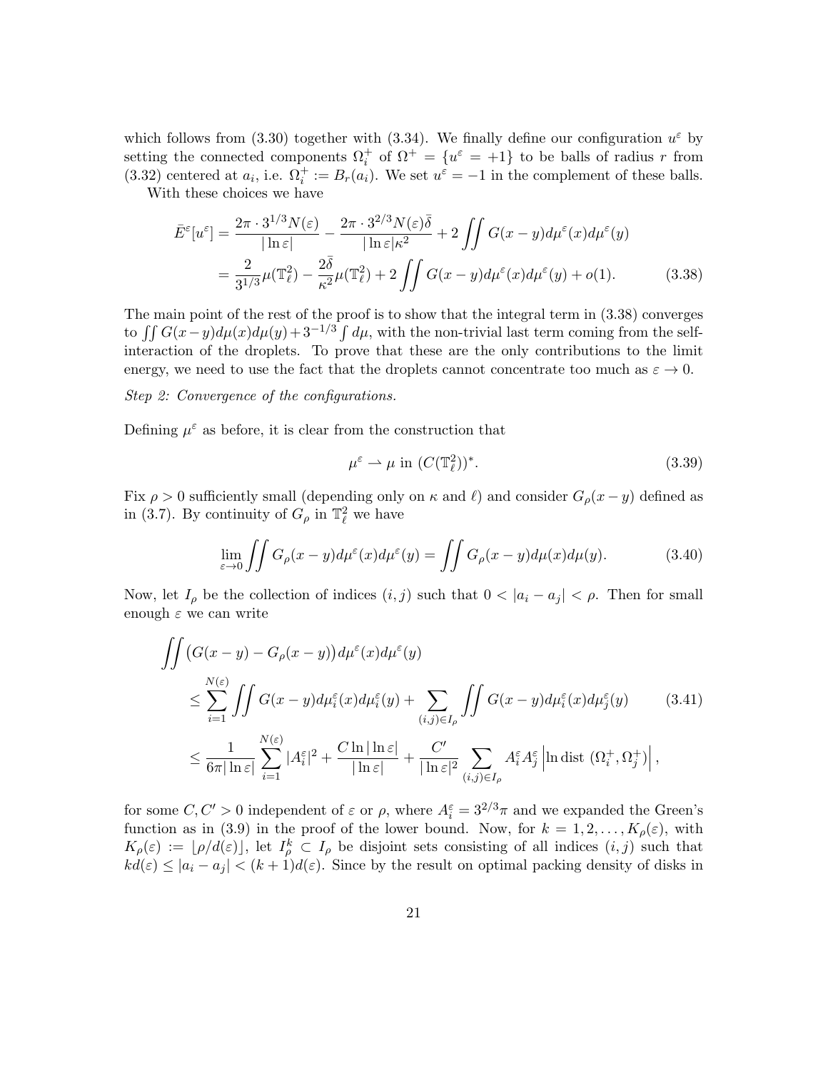which follows from (3.30) together with (3.34). We finally define our configuration $u^\varepsilon$ by setting the connected components $\Omega_i^+$ of $\Omega^+ = \{u^\varepsilon = +1\}$ to be balls of radius $r$ from (3.32) centered at $a_i$, i.e. $\Omega_i^+ := B_r(a_i)$. We set $u^\varepsilon = -1$ in the complement of these balls.

With these choices we have

$$
\begin{aligned}
\bar{E}^\varepsilon[u^\varepsilon] &= \frac{2\pi \cdot 3^{1/3} N(\varepsilon)}{|\ln \varepsilon|} - \frac{2\pi \cdot 3^{2/3} N(\varepsilon)\bar{\delta}}{|\ln \varepsilon| \kappa^2} + 2 \iint G(x-y) d\mu^\varepsilon(x) d\mu^\varepsilon(y) \\
&= \frac{2}{3^{1/3}} \mu(\mathbb{T}_\ell^2) - \frac{2\bar{\delta}}{\kappa^2} \mu(\mathbb{T}_\ell^2) + 2 \iint G(x-y) d\mu^\varepsilon(x) d\mu^\varepsilon(y) + o(1). \qquad (3.38)
\end{aligned}
$$

The main point of the rest of the proof is to show that the integral term in (3.38) converges to $\iint G(x-y) d\mu(x) d\mu(y) + 3^{-1/3} \int d\mu$, with the non-trivial last term coming from the self-interaction of the droplets. To prove that these are the only contributions to the limit energy, we need to use the fact that the droplets cannot concentrate too much as $\varepsilon \to 0$.

*Step 2: Convergence of the configurations.*

Defining $\mu^\varepsilon$ as before, it is clear from the construction that

$$
\mu^\varepsilon \rightharpoonup \mu \text{ in } (C(\mathbb{T}_\ell^2))^*. \qquad (3.39)
$$

Fix $\rho > 0$ sufficiently small (depending only on $\kappa$ and $\ell$) and consider $G_\rho(x-y)$ defined as in (3.7). By continuity of $G_\rho$ in $\mathbb{T}_\ell^2$ we have

$$
\lim_{\varepsilon \to 0} \iint G_\rho(x-y) d\mu^\varepsilon(x) d\mu^\varepsilon(y) = \iint G_\rho(x-y) d\mu(x) d\mu(y). \qquad (3.40)
$$

Now, let $I_\rho$ be the collection of indices $(i,j)$ such that $0 < |a_i - a_j| < \rho$. Then for small enough $\varepsilon$ we can write

$$
\begin{aligned}
&\iint \big( G(x-y) - G_\rho(x-y) \big) d\mu^\varepsilon(x) d\mu^\varepsilon(y) \\
&\quad \le \sum_{i=1}^{N(\varepsilon)} \iint G(x-y) d\mu_i^\varepsilon(x) d\mu_i^\varepsilon(y) + \sum_{(i,j) \in I_\rho} \iint G(x-y) d\mu_i^\varepsilon(x) d\mu_j^\varepsilon(y) \qquad (3.41) \\
&\quad \le \frac{1}{6\pi |\ln \varepsilon|} \sum_{i=1}^{N(\varepsilon)} |A_i^\varepsilon|^2 + \frac{C \ln|\ln \varepsilon|}{|\ln \varepsilon|} + \frac{C'}{|\ln \varepsilon|^2} \sum_{(i,j) \in I_\rho} A_i^\varepsilon A_j^\varepsilon \left| \ln \text{dist}\,(\Omega_i^+, \Omega_j^+) \right|,
\end{aligned}
$$

for some $C, C' > 0$ independent of $\varepsilon$ or $\rho$, where $A_i^\varepsilon = 3^{2/3}\pi$ and we expanded the Green's function as in (3.9) in the proof of the lower bound. Now, for $k = 1, 2, \ldots, K_\rho(\varepsilon)$, with $K_\rho(\varepsilon) := \lfloor \rho / d(\varepsilon) \rfloor$, let $I_\rho^k \subset I_\rho$ be disjoint sets consisting of all indices $(i,j)$ such that $k d(\varepsilon) \le |a_i - a_j| < (k+1) d(\varepsilon)$. Since by the result on optimal packing density of disks in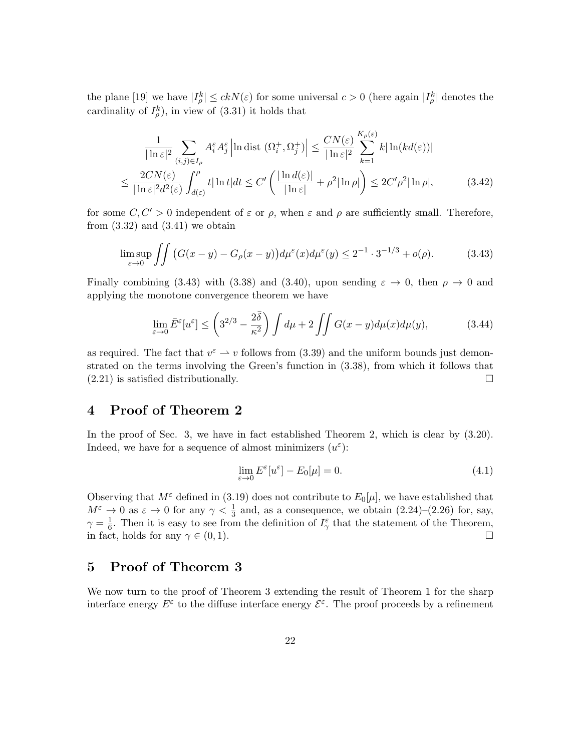the plane [19] we have $|I_\rho^k| \leq ckN(\varepsilon)$ for some universal $c > 0$ (here again $|I_\rho^k|$ denotes the cardinality of $I_\rho^k$), in view of (3.31) it holds that

$$
\begin{aligned}
\frac{1}{|\ln \varepsilon|^2} \sum_{(i,j) \in I_\rho} A_i^\varepsilon A_j^\varepsilon \left| \ln \text{dist } (\Omega_i^+, \Omega_j^+) \right| &\leq \frac{CN(\varepsilon)}{|\ln \varepsilon|^2} \sum_{k=1}^{K_\rho(\varepsilon)} k |\ln(kd(\varepsilon))| \\
\leq \frac{2CN(\varepsilon)}{|\ln \varepsilon|^2 d^2(\varepsilon)} \int_{d(\varepsilon)}^{\rho} t |\ln t| dt &\leq C' \left( \frac{|\ln d(\varepsilon)|}{|\ln \varepsilon|} + \rho^2 |\ln \rho| \right) \leq 2C' \rho^2 |\ln \rho|, \qquad (3.42)
\end{aligned}
$$

for some $C, C' > 0$ independent of $\varepsilon$ or $\rho$, when $\varepsilon$ and $\rho$ are sufficiently small. Therefore, from (3.32) and (3.41) we obtain

$$
\limsup_{\varepsilon \to 0} \iint \big( G(x-y) - G_\rho(x-y) \big) d\mu^\varepsilon(x) d\mu^\varepsilon(y) \leq 2^{-1} \cdot 3^{-1/3} + o(\rho). \qquad (3.43)
$$

Finally combining (3.43) with (3.38) and (3.40), upon sending $\varepsilon \to 0$, then $\rho \to 0$ and applying the monotone convergence theorem we have

$$
\lim_{\varepsilon \to 0} \bar{E}^\varepsilon[u^\varepsilon] \leq \left( 3^{2/3} - \frac{2\bar{\bar{\delta}}}{\kappa^2} \right) \int d\mu + 2 \iint G(x-y) d\mu(x) d\mu(y), \qquad (3.44)
$$

as required. The fact that $v^\varepsilon \rightharpoonup v$ follows from (3.39) and the uniform bounds just demonstrated on the terms involving the Green's function in (3.38), from which it follows that (2.21) is satisfied distributionally. □

## 4 Proof of Theorem 2

In the proof of Sec. 3, we have in fact established Theorem 2, which is clear by (3.20). Indeed, we have for a sequence of almost minimizers $(u^\varepsilon)$:

$$
\lim_{\varepsilon \to 0} E^\varepsilon[u^\varepsilon] - E_0[\mu] = 0. \qquad (4.1)
$$

Observing that $M^\varepsilon$ defined in (3.19) does not contribute to $E_0[\mu]$, we have established that $M^\varepsilon \to 0$ as $\varepsilon \to 0$ for any $\gamma < \frac{1}{3}$ and, as a consequence, we obtain (2.24)–(2.26) for, say, $\gamma = \frac{1}{6}$. Then it is easy to see from the definition of $I_\gamma^\varepsilon$ that the statement of the Theorem, in fact, holds for any $\gamma \in (0, 1)$. □

## 5 Proof of Theorem 3

We now turn to the proof of Theorem 3 extending the result of Theorem 1 for the sharp interface energy $E^\varepsilon$ to the diffuse interface energy $\mathcal{E}^\varepsilon$. The proof proceeds by a refinement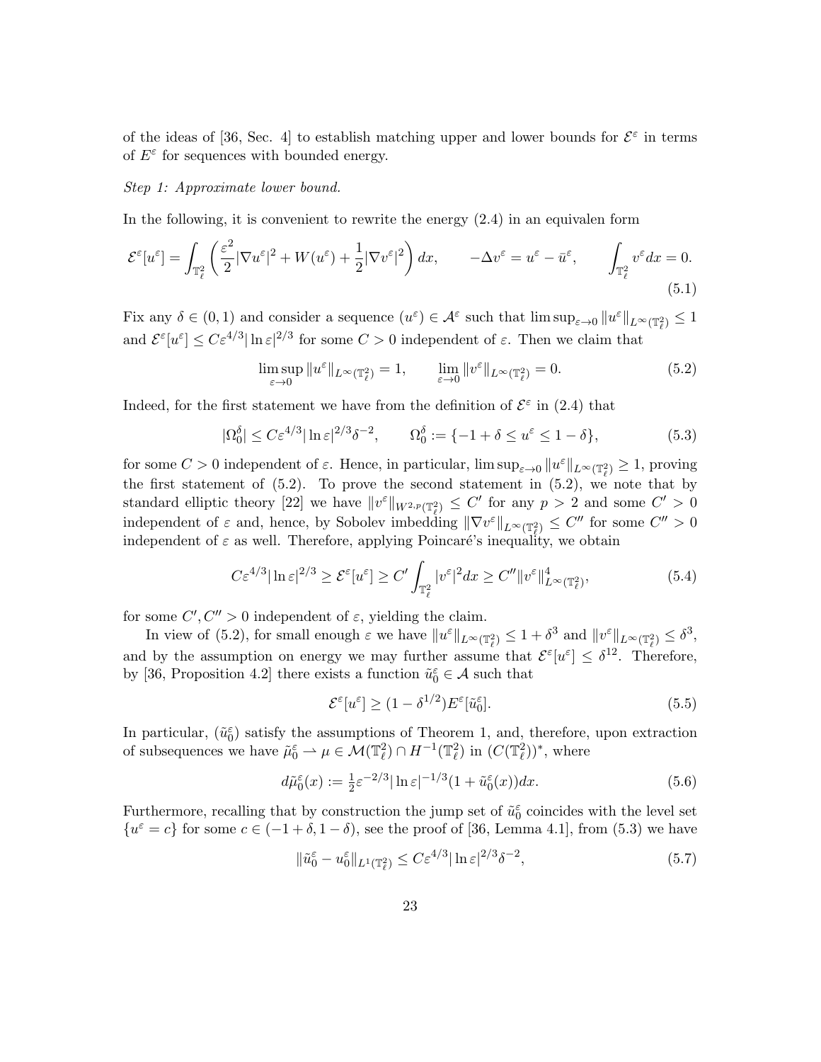of the ideas of [36, Sec. 4] to establish matching upper and lower bounds for $\mathcal{E}^\varepsilon$ in terms of $E^\varepsilon$ for sequences with bounded energy.

*Step 1: Approximate lower bound.*

In the following, it is convenient to rewrite the energy (2.4) in an equivalen form

$$\mathcal{E}^\varepsilon[u^\varepsilon] = \int_{\mathbb{T}^2_\ell} \left( \frac{\varepsilon^2}{2} |\nabla u^\varepsilon|^2 + W(u^\varepsilon) + \frac{1}{2} |\nabla v^\varepsilon|^2 \right) dx, \qquad -\Delta v^\varepsilon = u^\varepsilon - \bar{u}^\varepsilon, \qquad \int_{\mathbb{T}^2_\ell} v^\varepsilon dx = 0. \tag{5.1}$$

Fix any $\delta \in (0,1)$ and consider a sequence $(u^\varepsilon) \in \mathcal{A}^\varepsilon$ such that $\limsup_{\varepsilon\to 0} \|u^\varepsilon\|_{L^\infty(\mathbb{T}^2_\ell)} \le 1$ and $\mathcal{E}^\varepsilon[u^\varepsilon] \le C\varepsilon^{4/3}|\ln\varepsilon|^{2/3}$ for some $C > 0$ independent of $\varepsilon$. Then we claim that

$$\limsup_{\varepsilon\to 0} \|u^\varepsilon\|_{L^\infty(\mathbb{T}^2_\ell)} = 1, \qquad \lim_{\varepsilon\to 0} \|v^\varepsilon\|_{L^\infty(\mathbb{T}^2_\ell)} = 0. \tag{5.2}$$

Indeed, for the first statement we have from the definition of $\mathcal{E}^\varepsilon$ in (2.4) that

$$|\Omega^\delta_0| \le C\varepsilon^{4/3}|\ln\varepsilon|^{2/3}\delta^{-2}, \qquad \Omega^\delta_0 := \{-1+\delta \le u^\varepsilon \le 1-\delta\}, \tag{5.3}$$

for some $C > 0$ independent of $\varepsilon$. Hence, in particular, $\limsup_{\varepsilon\to 0} \|u^\varepsilon\|_{L^\infty(\mathbb{T}^2_\ell)} \ge 1$, proving the first statement of (5.2). To prove the second statement in (5.2), we note that by standard elliptic theory [22] we have $\|v^\varepsilon\|_{W^{2,p}(\mathbb{T}^2_\ell)} \le C'$ for any $p > 2$ and some $C' > 0$ independent of $\varepsilon$ and, hence, by Sobolev imbedding $\|\nabla v^\varepsilon\|_{L^\infty(\mathbb{T}^2_\ell)} \le C''$ for some $C'' > 0$ independent of $\varepsilon$ as well. Therefore, applying Poincaré's inequality, we obtain

$$C\varepsilon^{4/3}|\ln\varepsilon|^{2/3} \ge \mathcal{E}^\varepsilon[u^\varepsilon] \ge C' \int_{\mathbb{T}^2_\ell} |v^\varepsilon|^2 dx \ge C''\|v^\varepsilon\|^4_{L^\infty(\mathbb{T}^2_\ell)}, \tag{5.4}$$

for some $C', C'' > 0$ independent of $\varepsilon$, yielding the claim.

In view of (5.2), for small enough $\varepsilon$ we have $\|u^\varepsilon\|_{L^\infty(\mathbb{T}^2_\ell)} \le 1 + \delta^3$ and $\|v^\varepsilon\|_{L^\infty(\mathbb{T}^2_\ell)} \le \delta^3$, and by the assumption on energy we may further assume that $\mathcal{E}^\varepsilon[u^\varepsilon] \le \delta^{12}$. Therefore, by [36, Proposition 4.2] there exists a function $\tilde{u}^\varepsilon_0 \in \mathcal{A}$ such that

$$\mathcal{E}^\varepsilon[u^\varepsilon] \ge (1 - \delta^{1/2}) E^\varepsilon[\tilde{u}^\varepsilon_0]. \tag{5.5}$$

In particular, $(\tilde{u}^\varepsilon_0)$ satisfy the assumptions of Theorem 1, and, therefore, upon extraction of subsequences we have $\tilde{\mu}^\varepsilon_0 \rightharpoonup \mu \in \mathcal{M}(\mathbb{T}^2_\ell) \cap H^{-1}(\mathbb{T}^2_\ell)$ in $(C(\mathbb{T}^2_\ell))^*$, where

$$d\tilde{\mu}^\varepsilon_0(x) := \tfrac{1}{2}\varepsilon^{-2/3}|\ln\varepsilon|^{-1/3}(1 + \tilde{u}^\varepsilon_0(x))dx. \tag{5.6}$$

Furthermore, recalling that by construction the jump set of $\tilde{u}^\varepsilon_0$ coincides with the level set $\{u^\varepsilon = c\}$ for some $c \in (-1+\delta, 1-\delta)$, see the proof of [36, Lemma 4.1], from (5.3) we have

$$\|\tilde{u}^\varepsilon_0 - u^\varepsilon_0\|_{L^1(\mathbb{T}^2_\ell)} \le C\varepsilon^{4/3}|\ln\varepsilon|^{2/3}\delta^{-2}, \tag{5.7}$$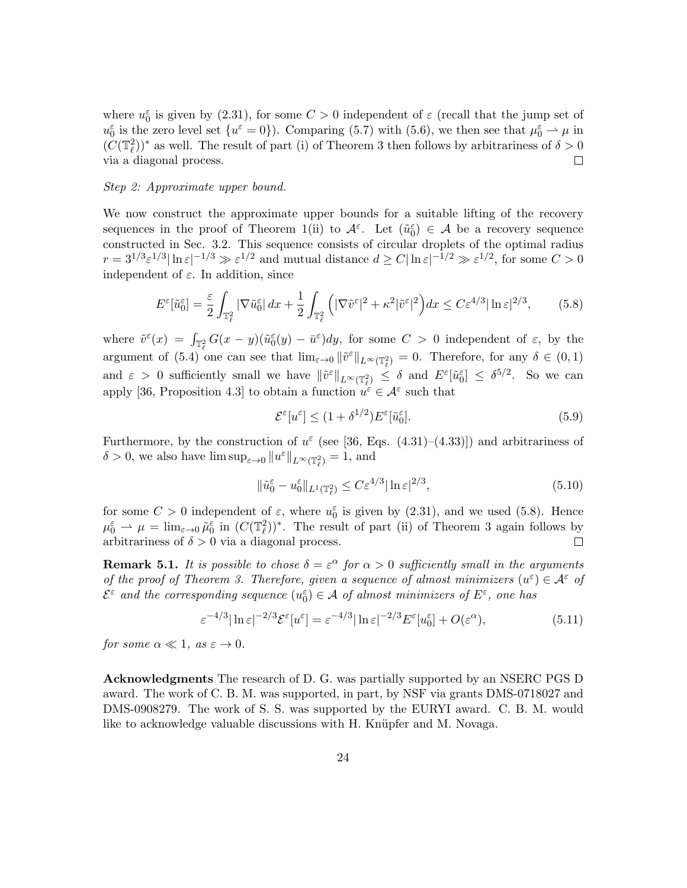where $u_0^\varepsilon$ is given by (2.31), for some $C > 0$ independent of $\varepsilon$ (recall that the jump set of $u_0^\varepsilon$ is the zero level set $\{u^\varepsilon = 0\}$). Comparing (5.7) with (5.6), we then see that $\mu_0^\varepsilon \rightharpoonup \mu$ in $(C(\mathbb{T}_\ell^2))^*$ as well. The result of part (i) of Theorem 3 then follows by arbitrariness of $\delta > 0$ via a diagonal process. □

*Step 2: Approximate upper bound.*

We now construct the approximate upper bounds for a suitable lifting of the recovery sequences in the proof of Theorem 1(ii) to $\mathcal{A}^\varepsilon$. Let $(\tilde{u}_0^\varepsilon) \in \mathcal{A}$ be a recovery sequence constructed in Sec. 3.2. This sequence consists of circular droplets of the optimal radius $r = 3^{1/3}\varepsilon^{1/3}|\ln\varepsilon|^{-1/3} \gg \varepsilon^{1/2}$ and mutual distance $d \geq C|\ln\varepsilon|^{-1/2} \gg \varepsilon^{1/2}$, for some $C > 0$ independent of $\varepsilon$. In addition, since

$$E^\varepsilon[\tilde{u}_0^\varepsilon] = \frac{\varepsilon}{2}\int_{\mathbb{T}_\ell^2} |\nabla \tilde{u}_0^\varepsilon|\, dx + \frac{1}{2}\int_{\mathbb{T}_\ell^2} \Big( |\nabla \tilde{v}^\varepsilon|^2 + \kappa^2 |\tilde{v}^\varepsilon|^2 \Big) dx \leq C\varepsilon^{4/3}|\ln\varepsilon|^{2/3}, \tag{5.8}$$

where $\tilde{v}^\varepsilon(x) = \int_{\mathbb{T}_\ell^2} G(x-y)(\tilde{u}_0^\varepsilon(y) - \bar{u}^\varepsilon)dy$, for some $C > 0$ independent of $\varepsilon$, by the argument of (5.4) one can see that $\lim_{\varepsilon\to 0}\|\tilde{v}^\varepsilon\|_{L^\infty(\mathbb{T}_\ell^2)} = 0$. Therefore, for any $\delta \in (0,1)$ and $\varepsilon > 0$ sufficiently small we have $\|\tilde{v}^\varepsilon\|_{L^\infty(\mathbb{T}_\ell^2)} \leq \delta$ and $E^\varepsilon[\tilde{u}_0^\varepsilon] \leq \delta^{5/2}$. So we can apply [36, Proposition 4.3] to obtain a function $u^\varepsilon \in \mathcal{A}^\varepsilon$ such that

$$\mathcal{E}^\varepsilon[u^\varepsilon] \leq (1 + \delta^{1/2})E^\varepsilon[\tilde{u}_0^\varepsilon]. \tag{5.9}$$

Furthermore, by the construction of $u^\varepsilon$ (see [36, Eqs. (4.31)–(4.33)]) and arbitrariness of $\delta > 0$, we also have $\limsup_{\varepsilon\to 0}\|u^\varepsilon\|_{L^\infty(\mathbb{T}_\ell^2)} = 1$, and

$$\|\tilde{u}_0^\varepsilon - u_0^\varepsilon\|_{L^1(\mathbb{T}_\ell^2)} \leq C\varepsilon^{4/3}|\ln\varepsilon|^{2/3}, \tag{5.10}$$

for some $C > 0$ independent of $\varepsilon$, where $u_0^\varepsilon$ is given by (2.31), and we used (5.8). Hence $\mu_0^\varepsilon \rightharpoonup \mu = \lim_{\varepsilon\to 0}\tilde{\mu}_0^\varepsilon$ in $(C(\mathbb{T}_\ell^2))^*$. The result of part (ii) of Theorem 3 again follows by arbitrariness of $\delta > 0$ via a diagonal process. □

**Remark 5.1.** *It is possible to chose $\delta = \varepsilon^\alpha$ for $\alpha > 0$ sufficiently small in the arguments of the proof of Theorem 3. Therefore, given a sequence of almost minimizers $(u^\varepsilon) \in \mathcal{A}^\varepsilon$ of $\mathcal{E}^\varepsilon$ and the corresponding sequence $(u_0^\varepsilon) \in \mathcal{A}$ of almost minimizers of $E^\varepsilon$, one has*

$$\varepsilon^{-4/3}|\ln\varepsilon|^{-2/3}\mathcal{E}^\varepsilon[u^\varepsilon] = \varepsilon^{-4/3}|\ln\varepsilon|^{-2/3}E^\varepsilon[u_0^\varepsilon] + O(\varepsilon^\alpha), \tag{5.11}$$

*for some $\alpha \ll 1$, as $\varepsilon \to 0$.*

**Acknowledgments** The research of D. G. was partially supported by an NSERC PGS D award. The work of C. B. M. was supported, in part, by NSF via grants DMS-0718027 and DMS-0908279. The work of S. S. was supported by the EURYI award. C. B. M. would like to acknowledge valuable discussions with H. Knüpfer and M. Novaga.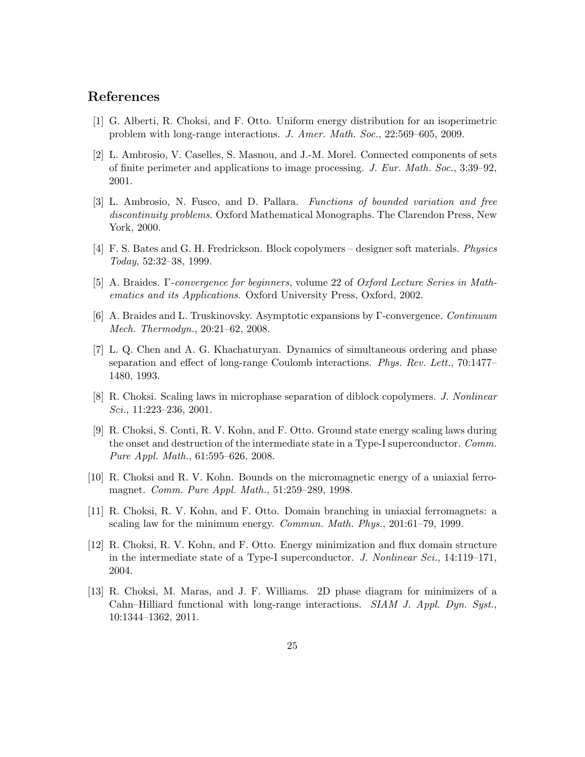## References

[1] G. Alberti, R. Choksi, and F. Otto. Uniform energy distribution for an isoperimetric problem with long-range interactions. *J. Amer. Math. Soc.*, 22:569–605, 2009.

[2] L. Ambrosio, V. Caselles, S. Masnou, and J.-M. Morel. Connected components of sets of finite perimeter and applications to image processing. *J. Eur. Math. Soc.*, 3:39–92, 2001.

[3] L. Ambrosio, N. Fusco, and D. Pallara. *Functions of bounded variation and free discontinuity problems*. Oxford Mathematical Monographs. The Clarendon Press, New York, 2000.

[4] F. S. Bates and G. H. Fredrickson. Block copolymers – designer soft materials. *Physics Today*, 52:32–38, 1999.

[5] A. Braides. *Γ-convergence for beginners*, volume 22 of *Oxford Lecture Series in Mathematics and its Applications*. Oxford University Press, Oxford, 2002.

[6] A. Braides and L. Truskinovsky. Asymptotic expansions by Γ-convergence. *Continuum Mech. Thermodyn.*, 20:21–62, 2008.

[7] L. Q. Chen and A. G. Khachaturyan. Dynamics of simultaneous ordering and phase separation and effect of long-range Coulomb interactions. *Phys. Rev. Lett.*, 70:1477–1480, 1993.

[8] R. Choksi. Scaling laws in microphase separation of diblock copolymers. *J. Nonlinear Sci.*, 11:223–236, 2001.

[9] R. Choksi, S. Conti, R. V. Kohn, and F. Otto. Ground state energy scaling laws during the onset and destruction of the intermediate state in a Type-I superconductor. *Comm. Pure Appl. Math.*, 61:595–626, 2008.

[10] R. Choksi and R. V. Kohn. Bounds on the micromagnetic energy of a uniaxial ferromagnet. *Comm. Pure Appl. Math.*, 51:259–289, 1998.

[11] R. Choksi, R. V. Kohn, and F. Otto. Domain branching in uniaxial ferromagnets: a scaling law for the minimum energy. *Commun. Math. Phys.*, 201:61–79, 1999.

[12] R. Choksi, R. V. Kohn, and F. Otto. Energy minimization and flux domain structure in the intermediate state of a Type-I superconductor. *J. Nonlinear Sci.*, 14:119–171, 2004.

[13] R. Choksi, M. Maras, and J. F. Williams. 2D phase diagram for minimizers of a Cahn–Hilliard functional with long-range interactions. *SIAM J. Appl. Dyn. Syst.*, 10:1344–1362, 2011.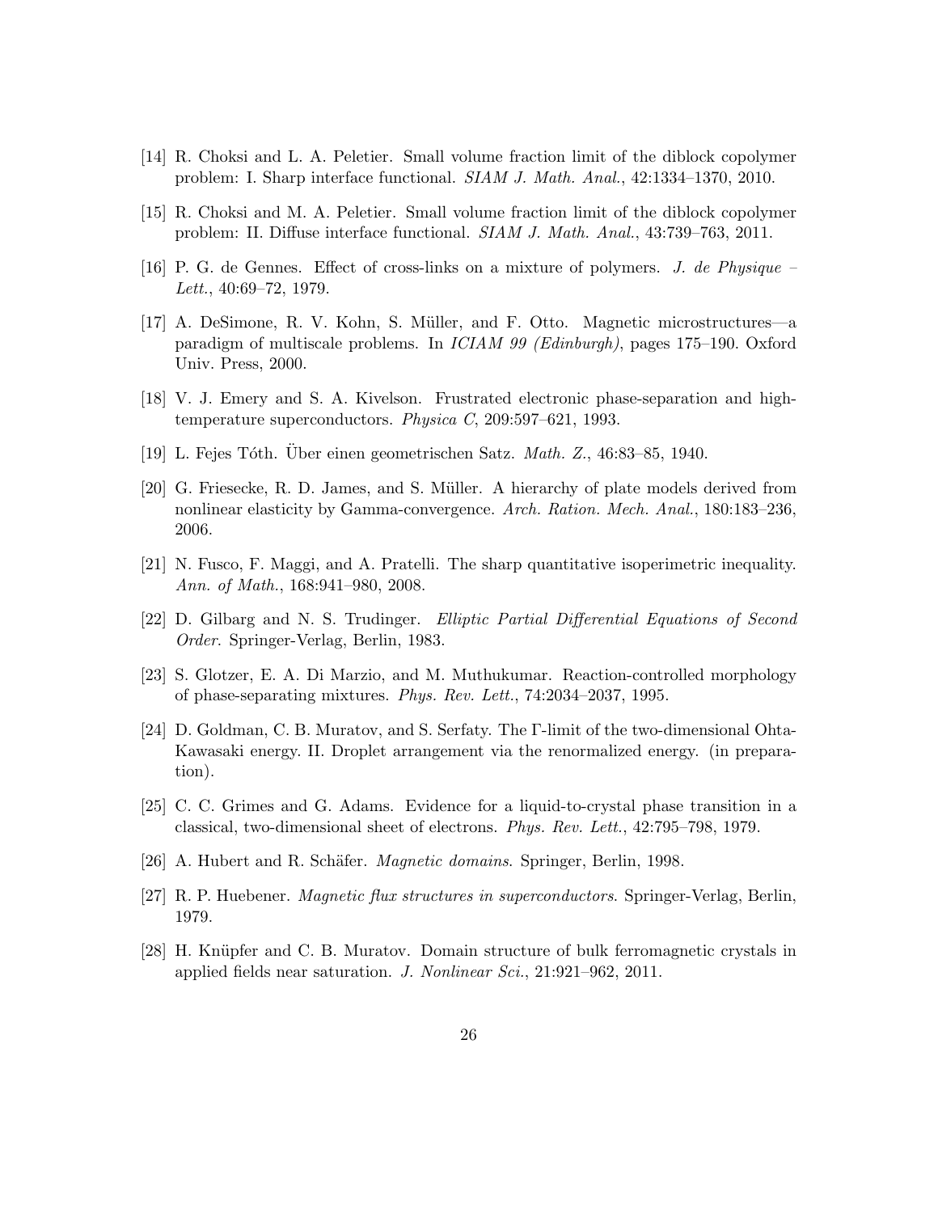[14] R. Choksi and L. A. Peletier. Small volume fraction limit of the diblock copolymer problem: I. Sharp interface functional. *SIAM J. Math. Anal.*, 42:1334–1370, 2010.

[15] R. Choksi and M. A. Peletier. Small volume fraction limit of the diblock copolymer problem: II. Diffuse interface functional. *SIAM J. Math. Anal.*, 43:739–763, 2011.

[16] P. G. de Gennes. Effect of cross-links on a mixture of polymers. *J. de Physique – Lett.*, 40:69–72, 1979.

[17] A. DeSimone, R. V. Kohn, S. Müller, and F. Otto. Magnetic microstructures—a paradigm of multiscale problems. In *ICIAM 99 (Edinburgh)*, pages 175–190. Oxford Univ. Press, 2000.

[18] V. J. Emery and S. A. Kivelson. Frustrated electronic phase-separation and high-temperature superconductors. *Physica C*, 209:597–621, 1993.

[19] L. Fejes Tóth. Über einen geometrischen Satz. *Math. Z.*, 46:83–85, 1940.

[20] G. Friesecke, R. D. James, and S. Müller. A hierarchy of plate models derived from nonlinear elasticity by Gamma-convergence. *Arch. Ration. Mech. Anal.*, 180:183–236, 2006.

[21] N. Fusco, F. Maggi, and A. Pratelli. The sharp quantitative isoperimetric inequality. *Ann. of Math.*, 168:941–980, 2008.

[22] D. Gilbarg and N. S. Trudinger. *Elliptic Partial Differential Equations of Second Order*. Springer-Verlag, Berlin, 1983.

[23] S. Glotzer, E. A. Di Marzio, and M. Muthukumar. Reaction-controlled morphology of phase-separating mixtures. *Phys. Rev. Lett.*, 74:2034–2037, 1995.

[24] D. Goldman, C. B. Muratov, and S. Serfaty. The $\Gamma$-limit of the two-dimensional Ohta-Kawasaki energy. II. Droplet arrangement via the renormalized energy. (in preparation).

[25] C. C. Grimes and G. Adams. Evidence for a liquid-to-crystal phase transition in a classical, two-dimensional sheet of electrons. *Phys. Rev. Lett.*, 42:795–798, 1979.

[26] A. Hubert and R. Schäfer. *Magnetic domains*. Springer, Berlin, 1998.

[27] R. P. Huebener. *Magnetic flux structures in superconductors*. Springer-Verlag, Berlin, 1979.

[28] H. Knüpfer and C. B. Muratov. Domain structure of bulk ferromagnetic crystals in applied fields near saturation. *J. Nonlinear Sci.*, 21:921–962, 2011.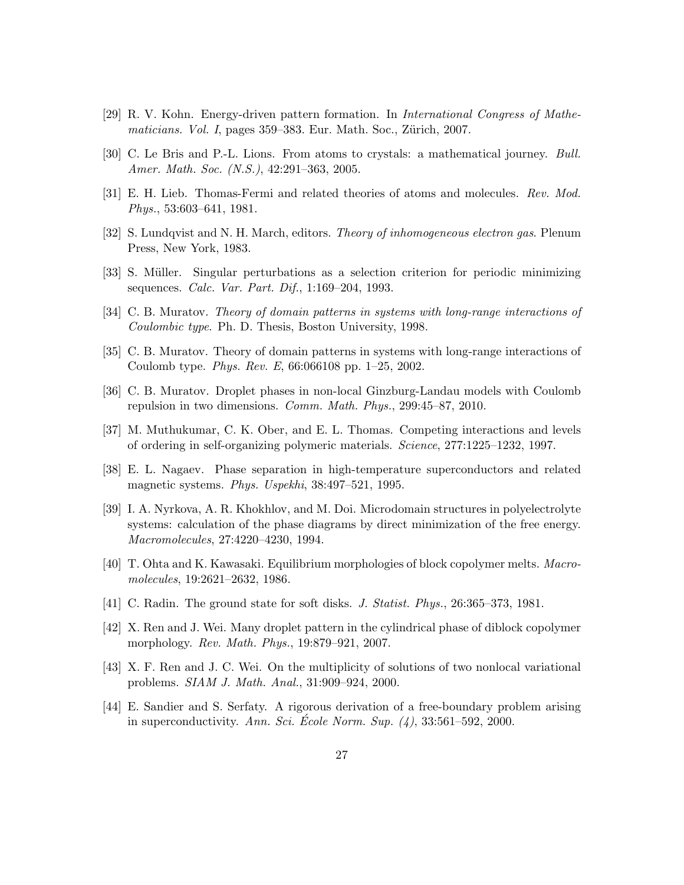[29] R. V. Kohn. Energy-driven pattern formation. In *International Congress of Mathematicians. Vol. I*, pages 359–383. Eur. Math. Soc., Zürich, 2007.

[30] C. Le Bris and P.-L. Lions. From atoms to crystals: a mathematical journey. *Bull. Amer. Math. Soc. (N.S.)*, 42:291–363, 2005.

[31] E. H. Lieb. Thomas-Fermi and related theories of atoms and molecules. *Rev. Mod. Phys.*, 53:603–641, 1981.

[32] S. Lundqvist and N. H. March, editors. *Theory of inhomogeneous electron gas*. Plenum Press, New York, 1983.

[33] S. Müller. Singular perturbations as a selection criterion for periodic minimizing sequences. *Calc. Var. Part. Dif.*, 1:169–204, 1993.

[34] C. B. Muratov. *Theory of domain patterns in systems with long-range interactions of Coulombic type*. Ph. D. Thesis, Boston University, 1998.

[35] C. B. Muratov. Theory of domain patterns in systems with long-range interactions of Coulomb type. *Phys. Rev. E*, 66:066108 pp. 1–25, 2002.

[36] C. B. Muratov. Droplet phases in non-local Ginzburg-Landau models with Coulomb repulsion in two dimensions. *Comm. Math. Phys.*, 299:45–87, 2010.

[37] M. Muthukumar, C. K. Ober, and E. L. Thomas. Competing interactions and levels of ordering in self-organizing polymeric materials. *Science*, 277:1225–1232, 1997.

[38] E. L. Nagaev. Phase separation in high-temperature superconductors and related magnetic systems. *Phys. Uspekhi*, 38:497–521, 1995.

[39] I. A. Nyrkova, A. R. Khokhlov, and M. Doi. Microdomain structures in polyelectrolyte systems: calculation of the phase diagrams by direct minimization of the free energy. *Macromolecules*, 27:4220–4230, 1994.

[40] T. Ohta and K. Kawasaki. Equilibrium morphologies of block copolymer melts. *Macromolecules*, 19:2621–2632, 1986.

[41] C. Radin. The ground state for soft disks. *J. Statist. Phys.*, 26:365–373, 1981.

[42] X. Ren and J. Wei. Many droplet pattern in the cylindrical phase of diblock copolymer morphology. *Rev. Math. Phys.*, 19:879–921, 2007.

[43] X. F. Ren and J. C. Wei. On the multiplicity of solutions of two nonlocal variational problems. *SIAM J. Math. Anal.*, 31:909–924, 2000.

[44] E. Sandier and S. Serfaty. A rigorous derivation of a free-boundary problem arising in superconductivity. *Ann. Sci. École Norm. Sup. (4)*, 33:561–592, 2000.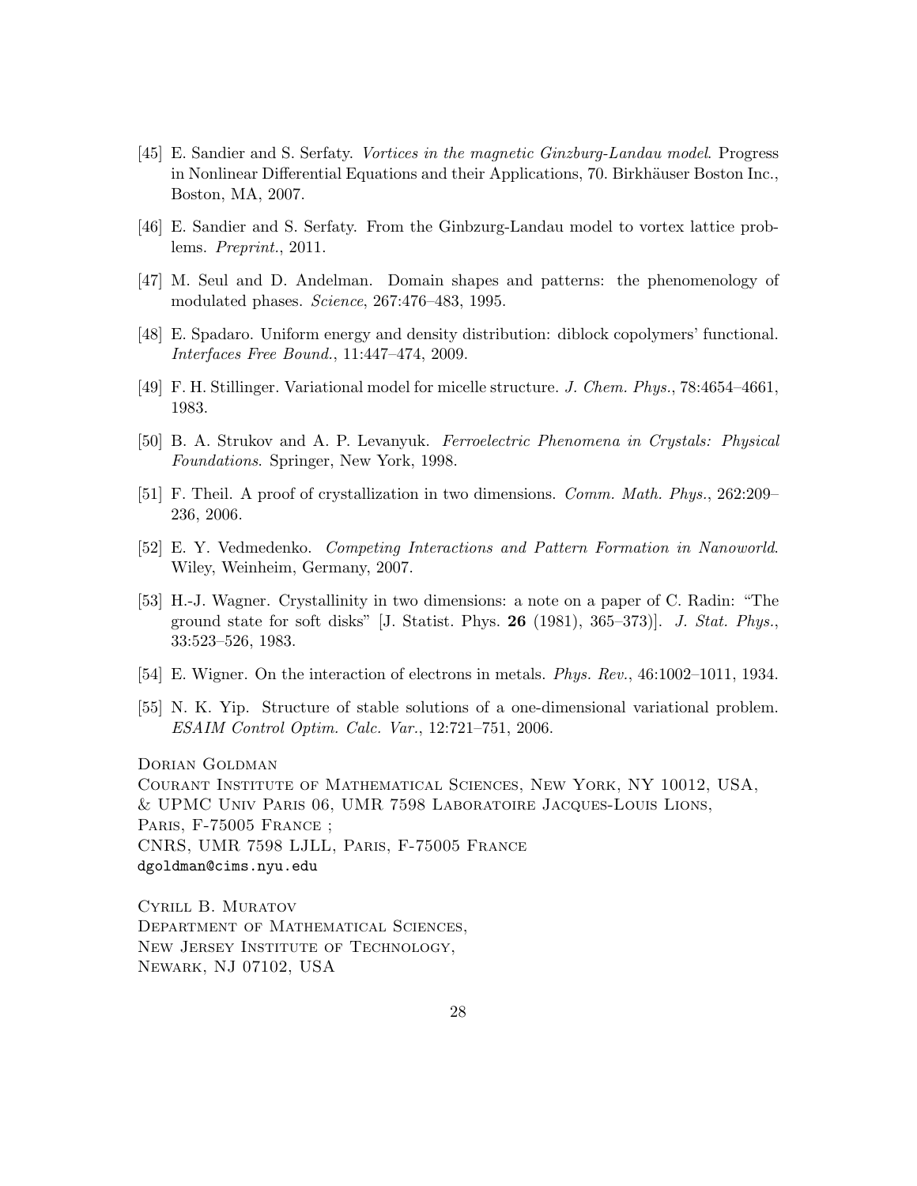[45] E. Sandier and S. Serfaty. *Vortices in the magnetic Ginzburg-Landau model*. Progress in Nonlinear Differential Equations and their Applications, 70. Birkhäuser Boston Inc., Boston, MA, 2007.

[46] E. Sandier and S. Serfaty. From the Ginbzurg-Landau model to vortex lattice problems. *Preprint.*, 2011.

[47] M. Seul and D. Andelman. Domain shapes and patterns: the phenomenology of modulated phases. *Science*, 267:476–483, 1995.

[48] E. Spadaro. Uniform energy and density distribution: diblock copolymers' functional. *Interfaces Free Bound.*, 11:447–474, 2009.

[49] F. H. Stillinger. Variational model for micelle structure. *J. Chem. Phys.*, 78:4654–4661, 1983.

[50] B. A. Strukov and A. P. Levanyuk. *Ferroelectric Phenomena in Crystals: Physical Foundations*. Springer, New York, 1998.

[51] F. Theil. A proof of crystallization in two dimensions. *Comm. Math. Phys.*, 262:209–236, 2006.

[52] E. Y. Vedmedenko. *Competing Interactions and Pattern Formation in Nanoworld*. Wiley, Weinheim, Germany, 2007.

[53] H.-J. Wagner. Crystallinity in two dimensions: a note on a paper of C. Radin: "The ground state for soft disks" [J. Statist. Phys. **26** (1981), 365–373)]. *J. Stat. Phys.*, 33:523–526, 1983.

[54] E. Wigner. On the interaction of electrons in metals. *Phys. Rev.*, 46:1002–1011, 1934.

[55] N. K. Yip. Structure of stable solutions of a one-dimensional variational problem. *ESAIM Control Optim. Calc. Var.*, 12:721–751, 2006.

Dorian Goldman
Courant Institute of Mathematical Sciences, New York, NY 10012, USA, & UPMC Univ Paris 06, UMR 7598 Laboratoire Jacques-Louis Lions, Paris, F-75005 France ;
CNRS, UMR 7598 LJLL, Paris, F-75005 France
dgoldman@cims.nyu.edu

Cyrill B. Muratov
Department of Mathematical Sciences,
New Jersey Institute of Technology,
Newark, NJ 07102, USA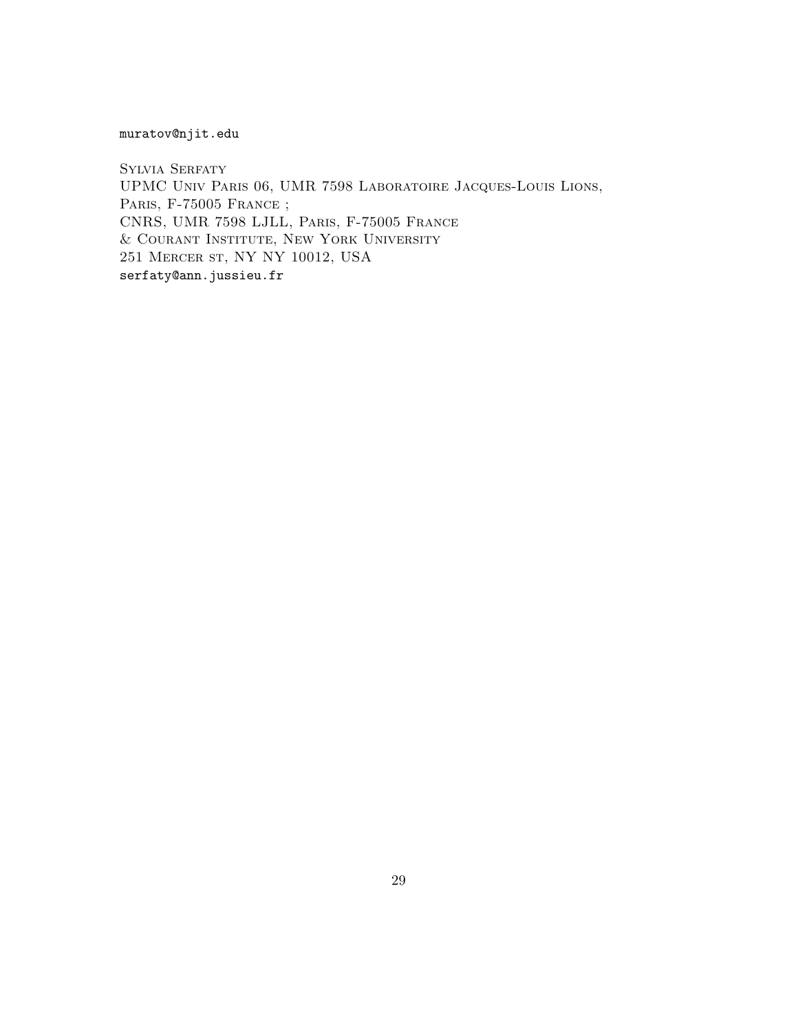muratov@njit.edu

Sylvia Serfaty
UPMC Univ Paris 06, UMR 7598 Laboratoire Jacques-Louis Lions,
Paris, F-75005 France ;
CNRS, UMR 7598 LJLL, Paris, F-75005 France
& Courant Institute, New York University
251 Mercer st, NY NY 10012, USA
serfaty@ann.jussieu.fr